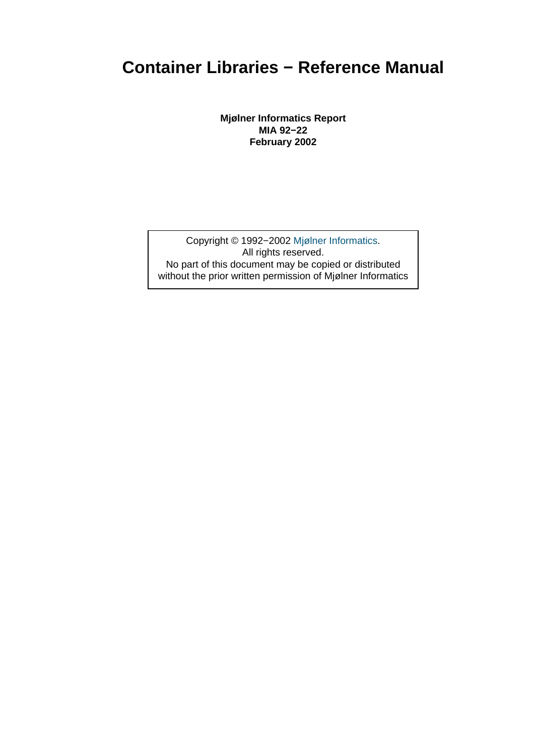# Container Libraries − Reference Manual

**Mjølner Informatics Report**
**MIA 92−22**
**February 2002**

Copyright © 1992−2002 Mjølner Informatics.
All rights reserved.
No part of this document may be copied or distributed without the prior written permission of Mjølner Informatics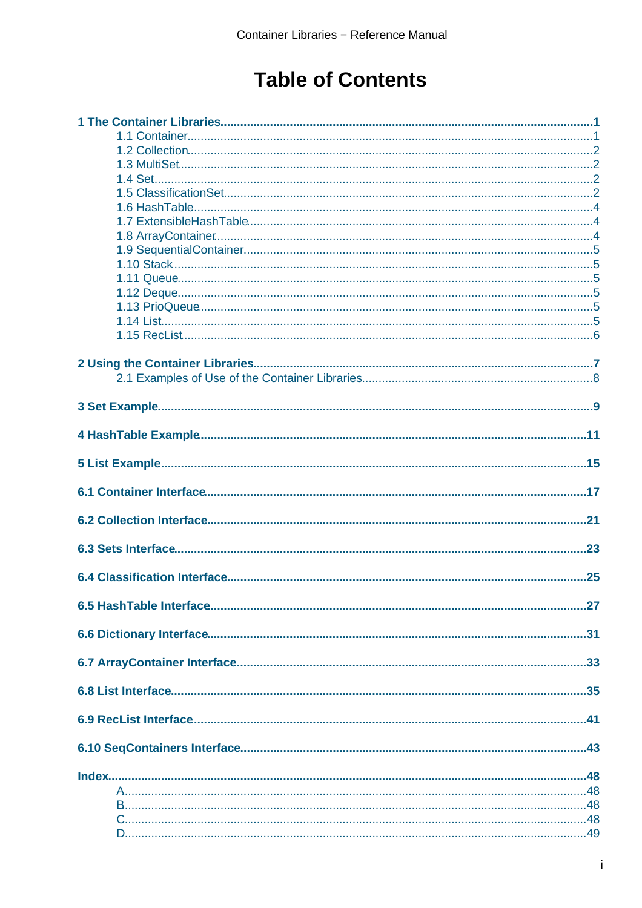# Table of Contents

**1 The Container Libraries**.....1
- 1.1 Container.....1
- 1.2 Collection.....2
- 1.3 MultiSet.....2
- 1.4 Set.....2
- 1.5 ClassificationSet.....2
- 1.6 HashTable.....4
- 1.7 ExtensibleHashTable.....4
- 1.8 ArrayContainer.....4
- 1.9 SequentialContainer.....5
- 1.10 Stack.....5
- 1.11 Queue.....5
- 1.12 Deque.....5
- 1.13 PrioQueue.....5
- 1.14 List.....5
- 1.15 RecList.....6

**2 Using the Container Libraries**.....7
- 2.1 Examples of Use of the Container Libraries.....8

**3 Set Example**.....9

**4 HashTable Example**.....11

**5 List Example**.....15

**6.1 Container Interface**.....17

**6.2 Collection Interface**.....21

**6.3 Sets Interface**.....23

**6.4 Classification Interface**.....25

**6.5 HashTable Interface**.....27

**6.6 Dictionary Interface**.....31

**6.7 ArrayContainer Interface**.....33

**6.8 List Interface**.....35

**6.9 RecList Interface**.....41

**6.10 SeqContainers Interface**.....43

**Index**.....48
- A.....48
- B.....48
- C.....48
- D.....49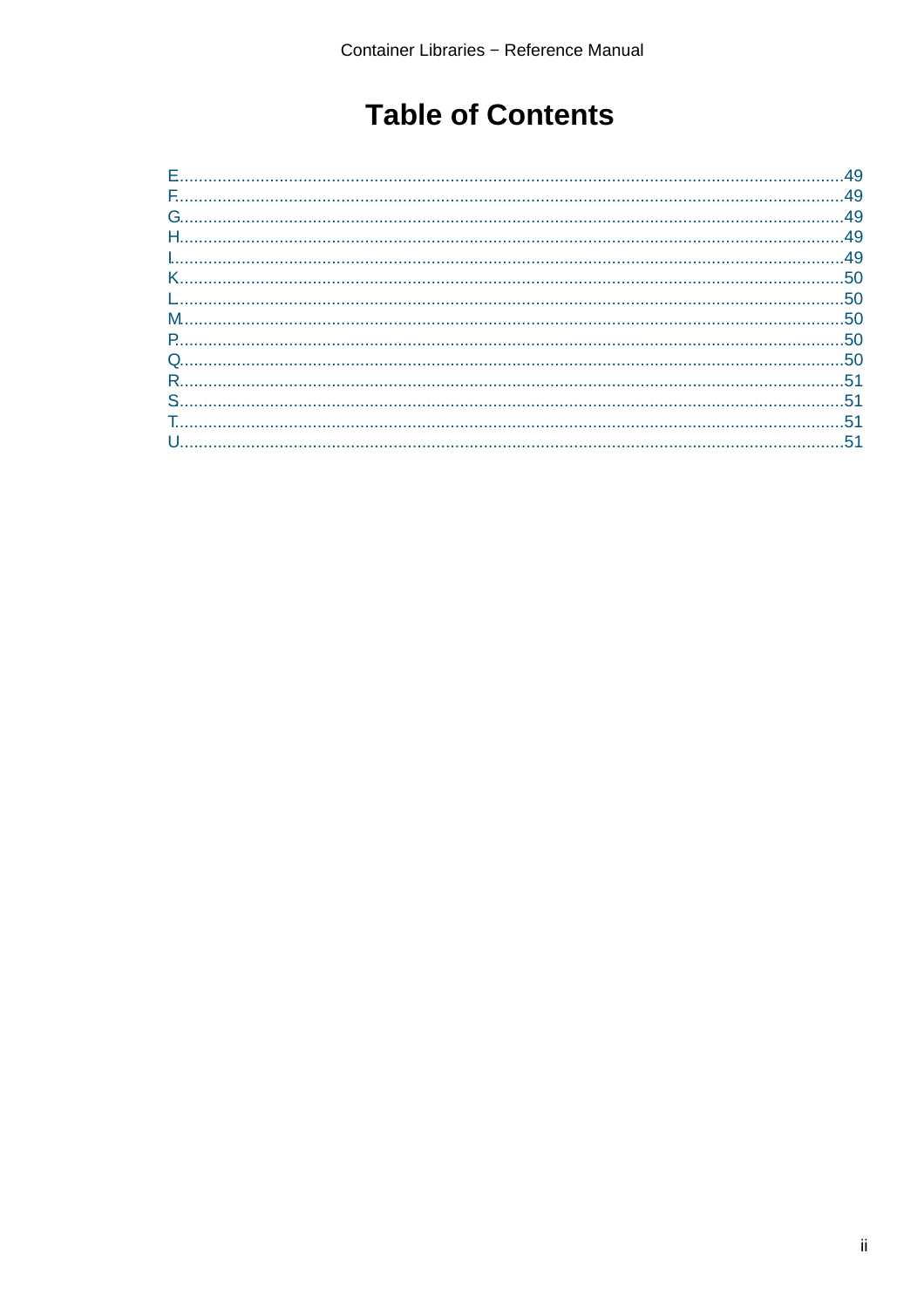# Table of Contents

E.....................................................................................................................................49
F.....................................................................................................................................49
G.....................................................................................................................................49
H.....................................................................................................................................49
I.....................................................................................................................................49
K.....................................................................................................................................50
L.....................................................................................................................................50
M.....................................................................................................................................50
P.....................................................................................................................................50
Q.....................................................................................................................................50
R.....................................................................................................................................51
S.....................................................................................................................................51
T.....................................................................................................................................51
U.....................................................................................................................................51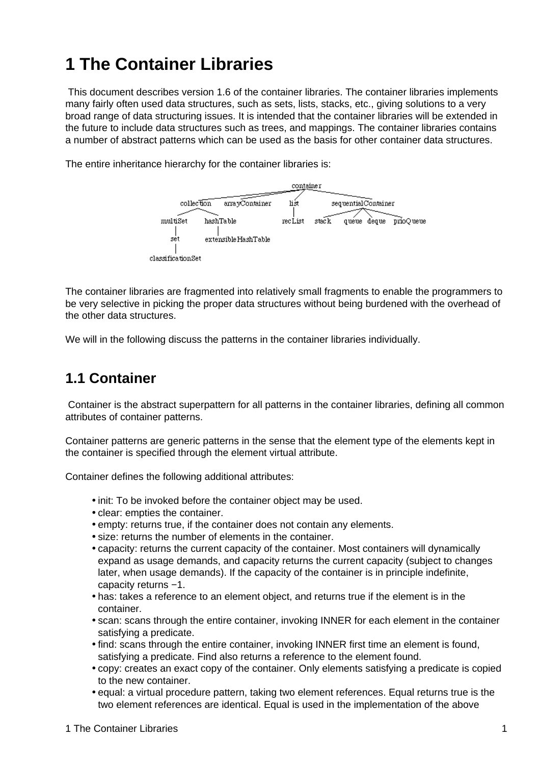# 1 The Container Libraries

This document describes version 1.6 of the container libraries. The container libraries implements many fairly often used data structures, such as sets, lists, stacks, etc., giving solutions to a very broad range of data structuring issues. It is intended that the container libraries will be extended in the future to include data structures such as trees, and mappings. The container libraries contains a number of abstract patterns which can be used as the basis for other container data structures.

The entire inheritance hierarchy for the container libraries is:

The container libraries are fragmented into relatively small fragments to enable the programmers to be very selective in picking the proper data structures without being burdened with the overhead of the other data structures.

We will in the following discuss the patterns in the container libraries individually.

## 1.1 Container

Container is the abstract superpattern for all patterns in the container libraries, defining all common attributes of container patterns.

Container patterns are generic patterns in the sense that the element type of the elements kept in the container is specified through the element virtual attribute.

Container defines the following additional attributes:

- init: To be invoked before the container object may be used.
- clear: empties the container.
- empty: returns true, if the container does not contain any elements.
- size: returns the number of elements in the container.
- capacity: returns the current capacity of the container. Most containers will dynamically expand as usage demands, and capacity returns the current capacity (subject to changes later, when usage demands). If the capacity of the container is in principle indefinite, capacity returns −1.
- has: takes a reference to an element object, and returns true if the element is in the container.
- scan: scans through the entire container, invoking INNER for each element in the container satisfying a predicate.
- find: scans through the entire container, invoking INNER first time an element is found, satisfying a predicate. Find also returns a reference to the element found.
- copy: creates an exact copy of the container. Only elements satisfying a predicate is copied to the new container.
- equal: a virtual procedure pattern, taking two element references. Equal returns true is the two element references are identical. Equal is used in the implementation of the above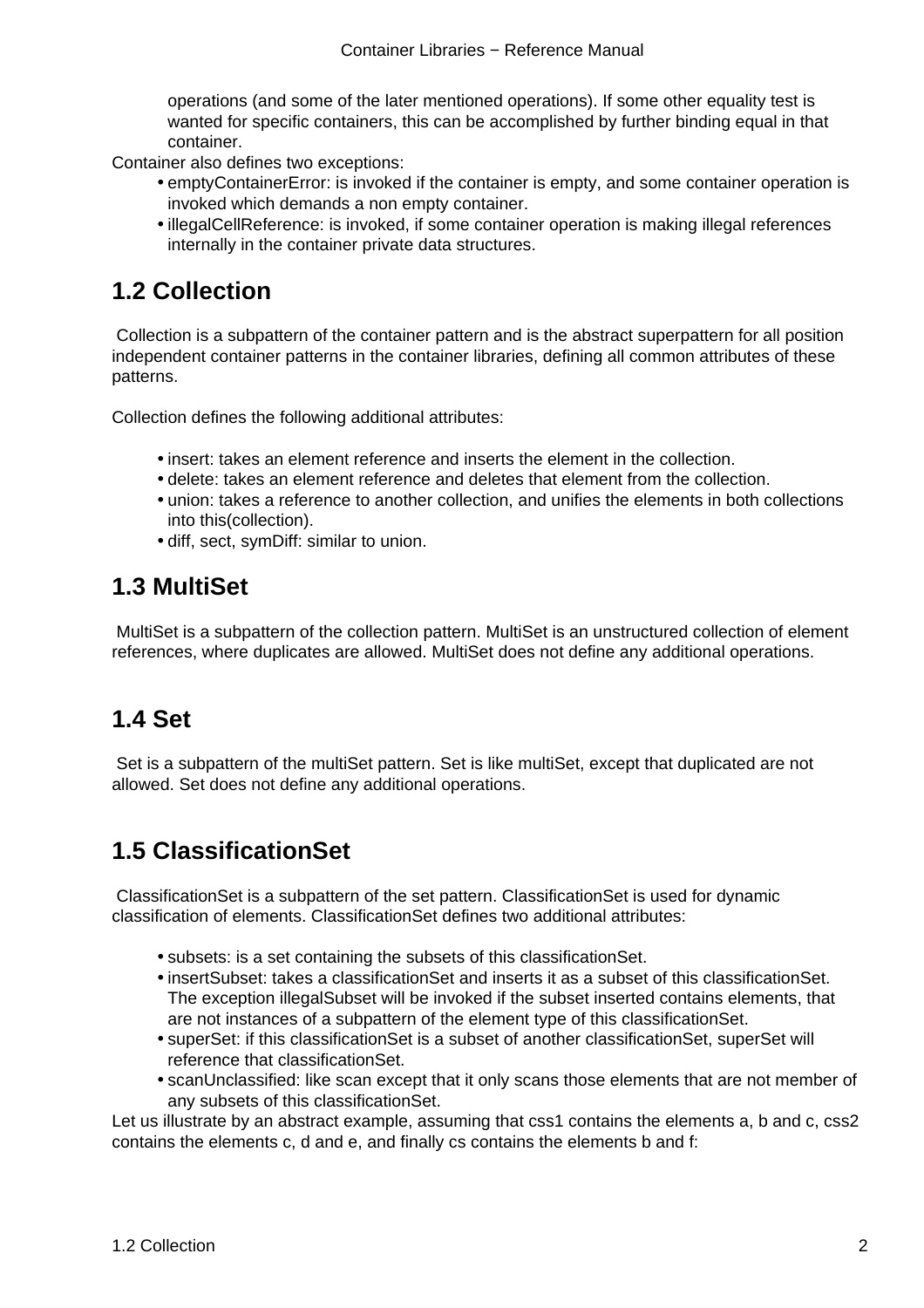operations (and some of the later mentioned operations). If some other equality test is wanted for specific containers, this can be accomplished by further binding equal in that container.

Container also defines two exceptions:

- emptyContainerError: is invoked if the container is empty, and some container operation is invoked which demands a non empty container.
- illegalCellReference: is invoked, if some container operation is making illegal references internally in the container private data structures.

## 1.2 Collection

Collection is a subpattern of the container pattern and is the abstract superpattern for all position independent container patterns in the container libraries, defining all common attributes of these patterns.

Collection defines the following additional attributes:

- insert: takes an element reference and inserts the element in the collection.
- delete: takes an element reference and deletes that element from the collection.
- union: takes a reference to another collection, and unifies the elements in both collections into this(collection).
- diff, sect, symDiff: similar to union.

## 1.3 MultiSet

MultiSet is a subpattern of the collection pattern. MultiSet is an unstructured collection of element references, where duplicates are allowed. MultiSet does not define any additional operations.

## 1.4 Set

Set is a subpattern of the multiSet pattern. Set is like multiSet, except that duplicated are not allowed. Set does not define any additional operations.

## 1.5 ClassificationSet

ClassificationSet is a subpattern of the set pattern. ClassificationSet is used for dynamic classification of elements. ClassificationSet defines two additional attributes:

- subsets: is a set containing the subsets of this classificationSet.
- insertSubset: takes a classificationSet and inserts it as a subset of this classificationSet. The exception illegalSubset will be invoked if the subset inserted contains elements, that are not instances of a subpattern of the element type of this classificationSet.
- superSet: if this classificationSet is a subset of another classificationSet, superSet will reference that classificationSet.
- scanUnclassified: like scan except that it only scans those elements that are not member of any subsets of this classificationSet.

Let us illustrate by an abstract example, assuming that css1 contains the elements a, b and c, css2 contains the elements c, d and e, and finally cs contains the elements b and f: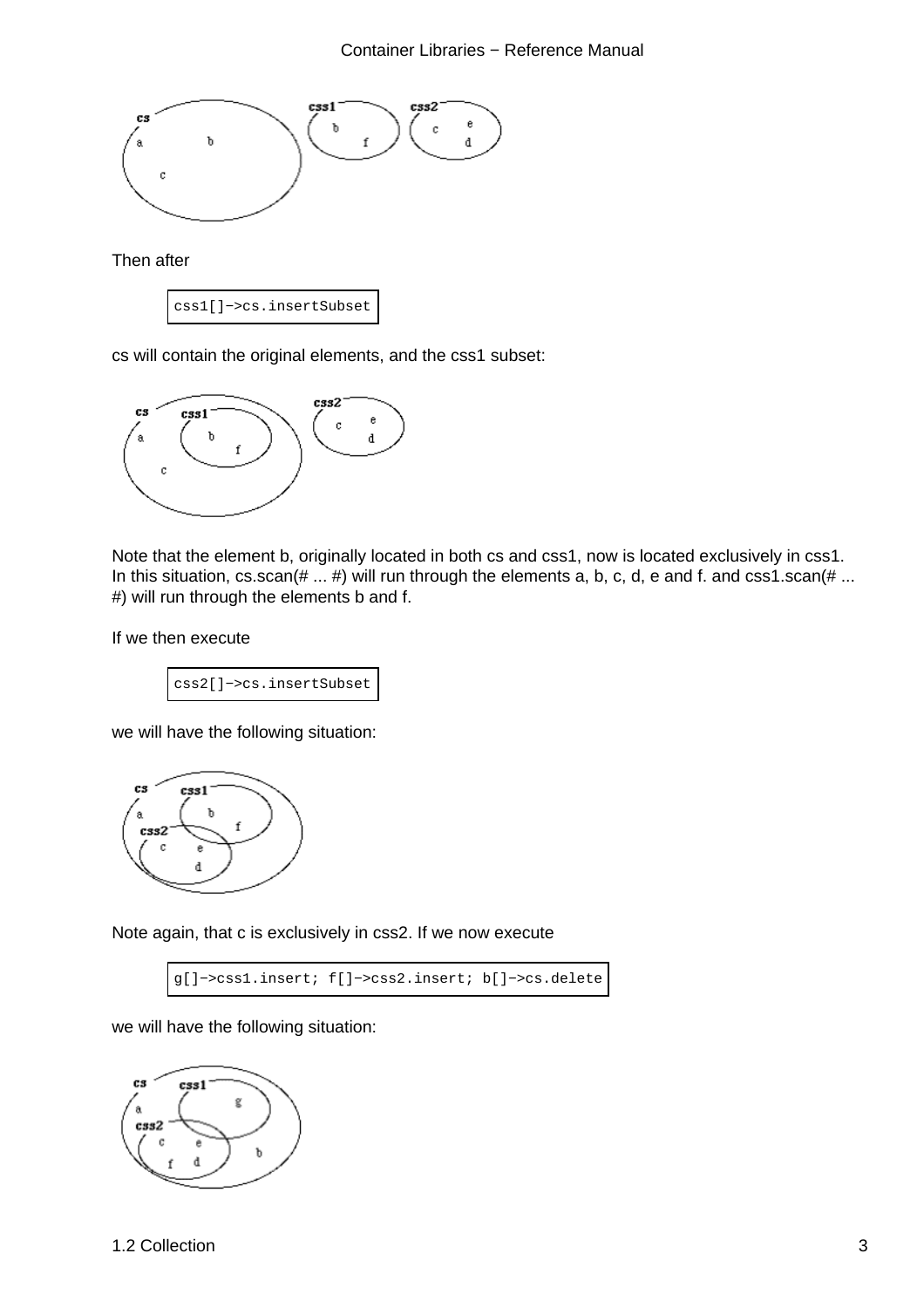Then after

```
css1[]−>cs.insertSubset
```

cs will contain the original elements, and the css1 subset:

Note that the element b, originally located in both cs and css1, now is located exclusively in css1. In this situation, cs.scan(# ... #) will run through the elements a, b, c, d, e and f. and css1.scan(# ... #) will run through the elements b and f.

If we then execute

```
css2[]−>cs.insertSubset
```

we will have the following situation:

Note again, that c is exclusively in css2. If we now execute

```
g[]−>css1.insert; f[]−>css2.insert; b[]−>cs.delete
```

we will have the following situation: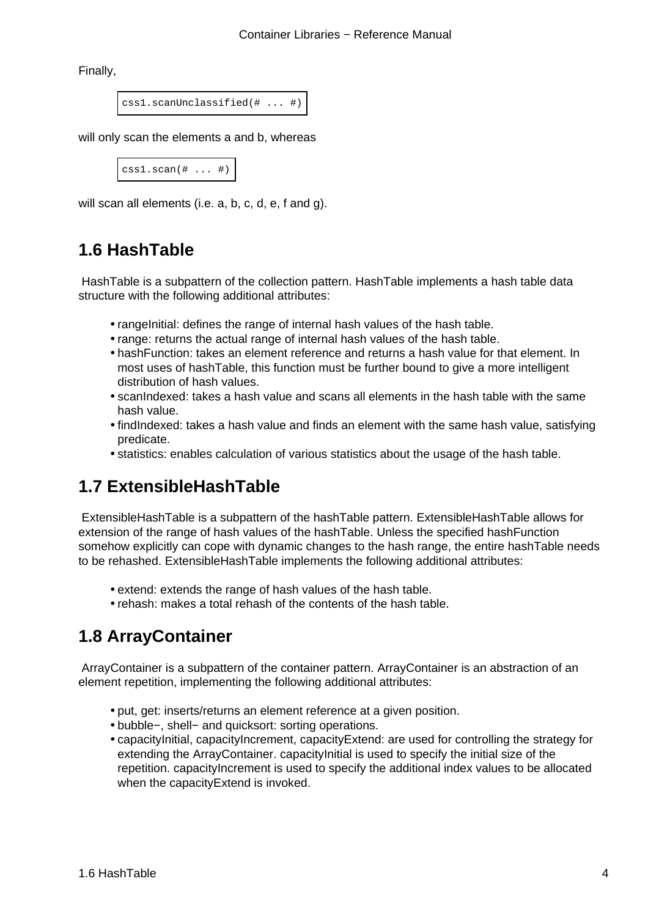Finally,

```
css1.scanUnclassified(# ... #)
```

will only scan the elements a and b, whereas

```
css1.scan(# ... #)
```

will scan all elements (i.e. a, b, c, d, e, f and g).

## 1.6 HashTable

HashTable is a subpattern of the collection pattern. HashTable implements a hash table data structure with the following additional attributes:

- rangeInitial: defines the range of internal hash values of the hash table.
- range: returns the actual range of internal hash values of the hash table.
- hashFunction: takes an element reference and returns a hash value for that element. In most uses of hashTable, this function must be further bound to give a more intelligent distribution of hash values.
- scanIndexed: takes a hash value and scans all elements in the hash table with the same hash value.
- findIndexed: takes a hash value and finds an element with the same hash value, satisfying predicate.
- statistics: enables calculation of various statistics about the usage of the hash table.

## 1.7 ExtensibleHashTable

ExtensibleHashTable is a subpattern of the hashTable pattern. ExtensibleHashTable allows for extension of the range of hash values of the hashTable. Unless the specified hashFunction somehow explicitly can cope with dynamic changes to the hash range, the entire hashTable needs to be rehashed. ExtensibleHashTable implements the following additional attributes:

- extend: extends the range of hash values of the hash table.
- rehash: makes a total rehash of the contents of the hash table.

## 1.8 ArrayContainer

ArrayContainer is a subpattern of the container pattern. ArrayContainer is an abstraction of an element repetition, implementing the following additional attributes:

- put, get: inserts/returns an element reference at a given position.
- bubble−, shell− and quicksort: sorting operations.
- capacityInitial, capacityIncrement, capacityExtend: are used for controlling the strategy for extending the ArrayContainer. capacityInitial is used to specify the initial size of the repetition. capacityIncrement is used to specify the additional index values to be allocated when the capacityExtend is invoked.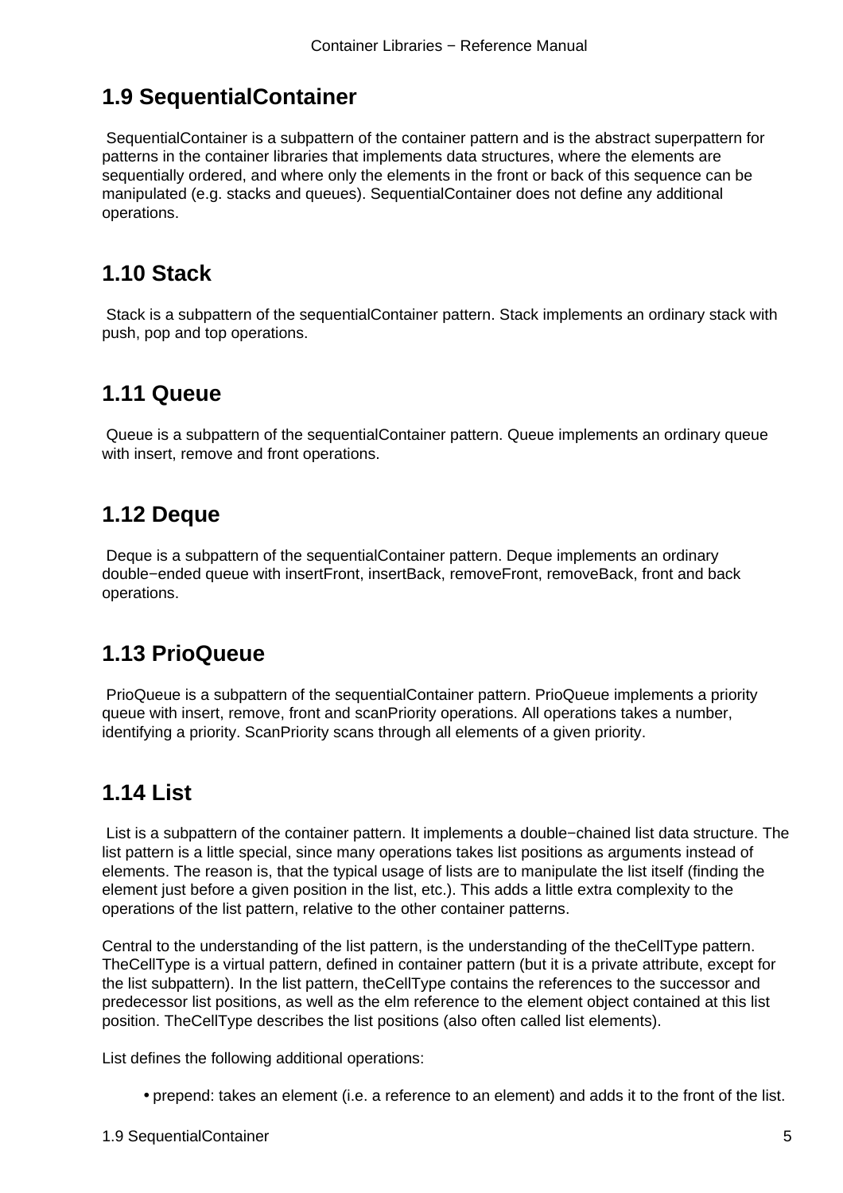## 1.9 SequentialContainer

SequentialContainer is a subpattern of the container pattern and is the abstract superpattern for patterns in the container libraries that implements data structures, where the elements are sequentially ordered, and where only the elements in the front or back of this sequence can be manipulated (e.g. stacks and queues). SequentialContainer does not define any additional operations.

## 1.10 Stack

Stack is a subpattern of the sequentialContainer pattern. Stack implements an ordinary stack with push, pop and top operations.

## 1.11 Queue

Queue is a subpattern of the sequentialContainer pattern. Queue implements an ordinary queue with insert, remove and front operations.

## 1.12 Deque

Deque is a subpattern of the sequentialContainer pattern. Deque implements an ordinary double−ended queue with insertFront, insertBack, removeFront, removeBack, front and back operations.

## 1.13 PrioQueue

PrioQueue is a subpattern of the sequentialContainer pattern. PrioQueue implements a priority queue with insert, remove, front and scanPriority operations. All operations takes a number, identifying a priority. ScanPriority scans through all elements of a given priority.

## 1.14 List

List is a subpattern of the container pattern. It implements a double−chained list data structure. The list pattern is a little special, since many operations takes list positions as arguments instead of elements. The reason is, that the typical usage of lists are to manipulate the list itself (finding the element just before a given position in the list, etc.). This adds a little extra complexity to the operations of the list pattern, relative to the other container patterns.

Central to the understanding of the list pattern, is the understanding of the theCellType pattern. TheCellType is a virtual pattern, defined in container pattern (but it is a private attribute, except for the list subpattern). In the list pattern, theCellType contains the references to the successor and predecessor list positions, as well as the elm reference to the element object contained at this list position. TheCellType describes the list positions (also often called list elements).

List defines the following additional operations:

- prepend: takes an element (i.e. a reference to an element) and adds it to the front of the list.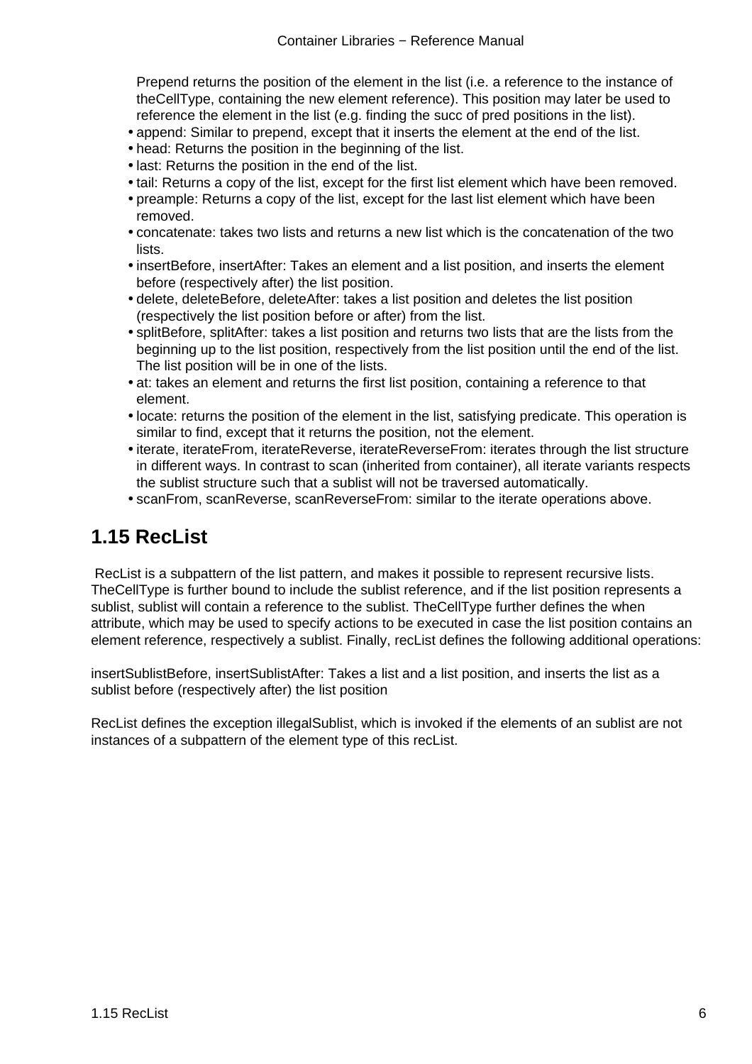Prepend returns the position of the element in the list (i.e. a reference to the instance of theCellType, containing the new element reference). This position may later be used to reference the element in the list (e.g. finding the succ of pred positions in the list).

- append: Similar to prepend, except that it inserts the element at the end of the list.
- head: Returns the position in the beginning of the list.
- last: Returns the position in the end of the list.
- tail: Returns a copy of the list, except for the first list element which have been removed.
- preample: Returns a copy of the list, except for the last list element which have been removed.
- concatenate: takes two lists and returns a new list which is the concatenation of the two lists.
- insertBefore, insertAfter: Takes an element and a list position, and inserts the element before (respectively after) the list position.
- delete, deleteBefore, deleteAfter: takes a list position and deletes the list position (respectively the list position before or after) from the list.
- splitBefore, splitAfter: takes a list position and returns two lists that are the lists from the beginning up to the list position, respectively from the list position until the end of the list. The list position will be in one of the lists.
- at: takes an element and returns the first list position, containing a reference to that element.
- locate: returns the position of the element in the list, satisfying predicate. This operation is similar to find, except that it returns the position, not the element.
- iterate, iterateFrom, iterateReverse, iterateReverseFrom: iterates through the list structure in different ways. In contrast to scan (inherited from container), all iterate variants respects the sublist structure such that a sublist will not be traversed automatically.
- scanFrom, scanReverse, scanReverseFrom: similar to the iterate operations above.

## 1.15 RecList

RecList is a subpattern of the list pattern, and makes it possible to represent recursive lists. TheCellType is further bound to include the sublist reference, and if the list position represents a sublist, sublist will contain a reference to the sublist. TheCellType further defines the when attribute, which may be used to specify actions to be executed in case the list position contains an element reference, respectively a sublist. Finally, recList defines the following additional operations:

insertSublistBefore, insertSublistAfter: Takes a list and a list position, and inserts the list as a sublist before (respectively after) the list position

RecList defines the exception illegalSublist, which is invoked if the elements of an sublist are not instances of a subpattern of the element type of this recList.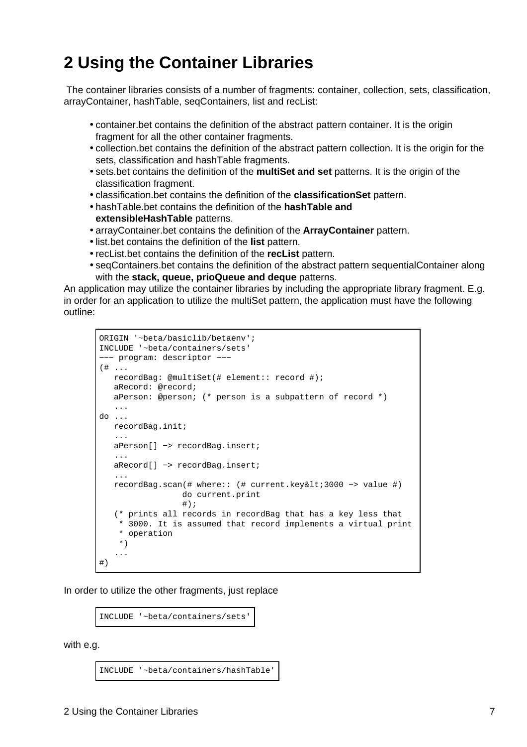# 2 Using the Container Libraries

The container libraries consists of a number of fragments: container, collection, sets, classification, arrayContainer, hashTable, seqContainers, list and recList:

- container.bet contains the definition of the abstract pattern container. It is the origin fragment for all the other container fragments.
- collection.bet contains the definition of the abstract pattern collection. It is the origin for the sets, classification and hashTable fragments.
- sets.bet contains the definition of the **multiSet and set** patterns. It is the origin of the classification fragment.
- classification.bet contains the definition of the **classificationSet** pattern.
- hashTable.bet contains the definition of the **hashTable and extensibleHashTable** patterns.
- arrayContainer.bet contains the definition of the **ArrayContainer** pattern.
- list.bet contains the definition of the **list** pattern.
- recList.bet contains the definition of the **recList** pattern.
- seqContainers.bet contains the definition of the abstract pattern sequentialContainer along with the **stack, queue, prioQueue and deque** patterns.

An application may utilize the container libraries by including the appropriate library fragment. E.g. in order for an application to utilize the multiSet pattern, the application must have the following outline:

```
ORIGIN '~beta/basiclib/betaenv';
INCLUDE '~beta/containers/sets'
−−− program: descriptor −−−
(# ...
   recordBag: @multiSet(# element:: record #);
   aRecord: @record;
   aPerson: @person; (* person is a subpattern of record *)
   ...
do ...
   recordBag.init;
   ...
   aPerson[] −> recordBag.insert;
   ...
   aRecord[] −> recordBag.insert;
   ...
   recordBag.scan(# where:: (# current.key&lt;3000 −> value #)
                 do current.print
                 #);
   (* prints all records in recordBag that has a key less that
    * 3000. It is assumed that record implements a virtual print
    * operation
    *)
   ...
#)
```

In order to utilize the other fragments, just replace

```
INCLUDE '~beta/containers/sets'
```

with e.g.

```
INCLUDE '~beta/containers/hashTable'
```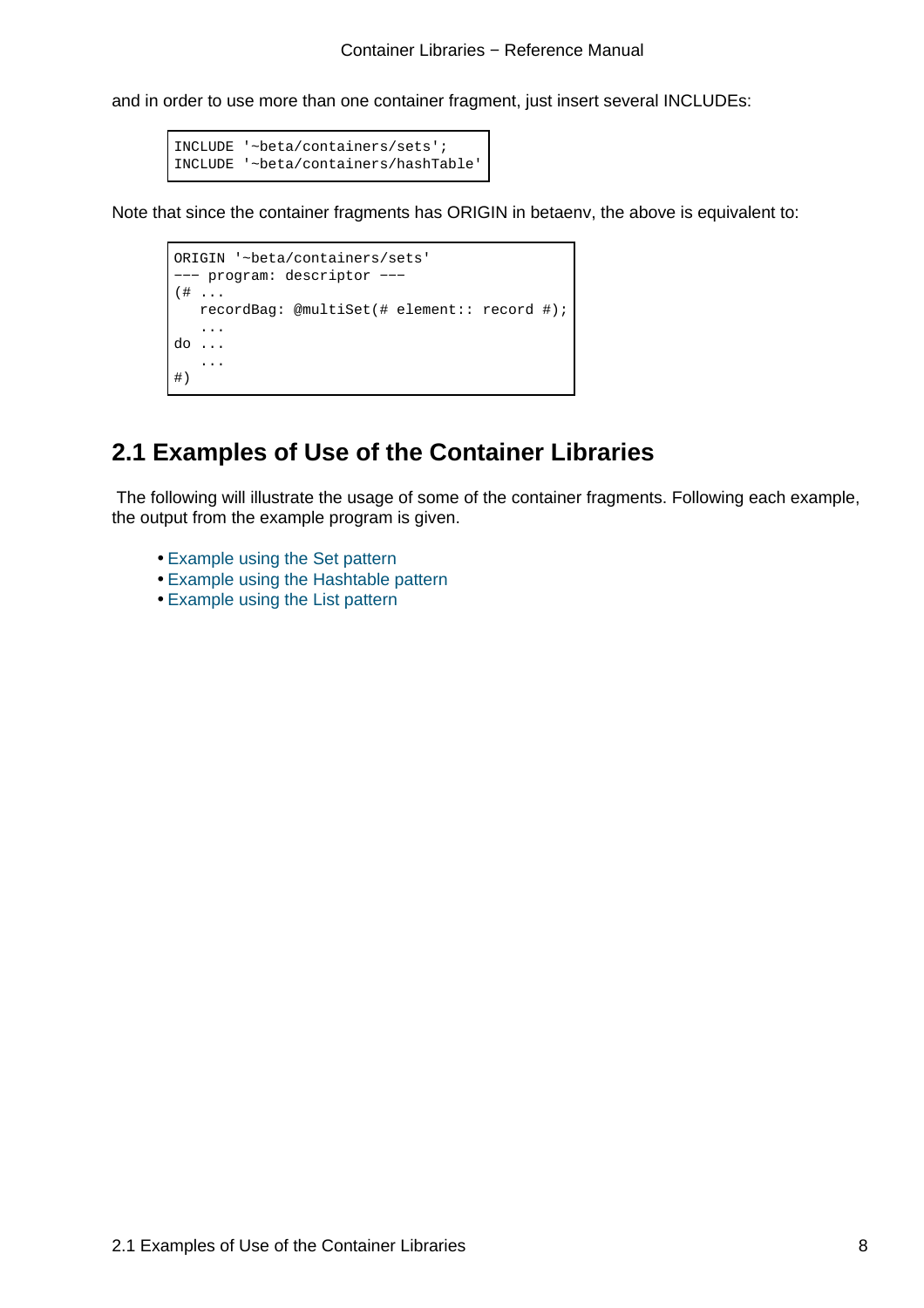and in order to use more than one container fragment, just insert several INCLUDEs:

```
INCLUDE '~beta/containers/sets';
INCLUDE '~beta/containers/hashTable'
```

Note that since the container fragments has ORIGIN in betaenv, the above is equivalent to:

```
ORIGIN '~beta/containers/sets'
--- program: descriptor ---
(# ...
   recordBag: @multiSet(# element:: record #);
   ...
do ...
   ...
#)
```

## 2.1 Examples of Use of the Container Libraries

The following will illustrate the usage of some of the container fragments. Following each example, the output from the example program is given.

- Example using the Set pattern
- Example using the Hashtable pattern
- Example using the List pattern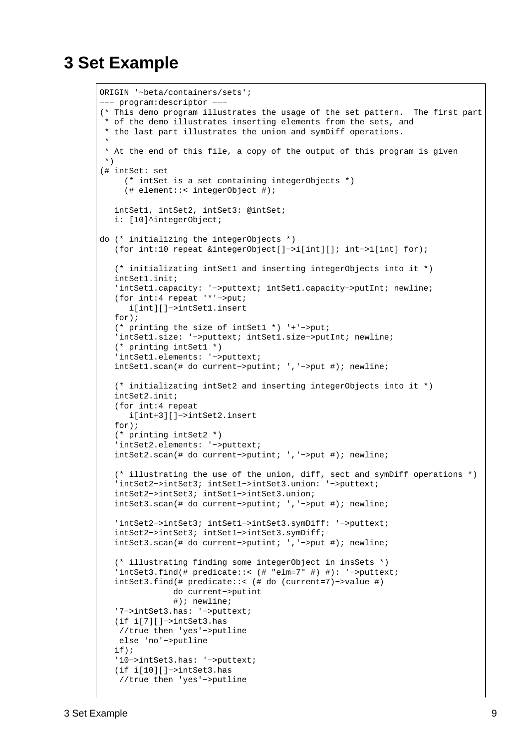# 3 Set Example

```
ORIGIN '~beta/containers/sets';
--- program:descriptor ---
(* This demo program illustrates the usage of the set pattern.  The first part
 * of the demo illustrates inserting elements from the sets, and
 * the last part illustrates the union and symDiff operations.
 *
 * At the end of this file, a copy of the output of this program is given
 *)
(# intSet: set
     (* intSet is a set containing integerObjects *)
     (# element::< integerObject #);

   intSet1, intSet2, intSet3: @intSet;
   i: [10]^integerObject;

do (* initializing the integerObjects *)
   (for int:10 repeat &integerObject[]->i[int][]; int->i[int] for);

   (* initializating intSet1 and inserting integerObjects into it *)
   intSet1.init;
   'intSet1.capacity: '->puttext; intSet1.capacity->putInt; newline;
   (for int:4 repeat '*'->put;
      i[int][]->intSet1.insert
   for);
   (* printing the size of intSet1 *) '+'->put;
   'intSet1.size: '->puttext; intSet1.size->putInt; newline;
   (* printing intSet1 *)
   'intSet1.elements: '->puttext;
   intSet1.scan(# do current->putint; ','->put #); newline;

   (* initializating intSet2 and inserting integerObjects into it *)
   intSet2.init;
   (for int:4 repeat
      i[int+3][]->intSet2.insert
   for);
   (* printing intSet2 *)
   'intSet2.elements: '->puttext;
   intSet2.scan(# do current->putint; ','->put #); newline;

   (* illustrating the use of the union, diff, sect and symDiff operations *)
   'intSet2->intSet3; intSet1->intSet3.union: '->puttext;
   intSet2->intSet3; intSet1->intSet3.union;
   intSet3.scan(# do current->putint; ','->put #); newline;

   'intSet2->intSet3; intSet1->intSet3.symDiff: '->puttext;
   intSet2->intSet3; intSet1->intSet3.symDiff;
   intSet3.scan(# do current->putint; ','->put #); newline;

   (* illustrating finding some integerObject in insSets *)
   'intSet3.find(# predicate::< (# "elm=7" #) #): '->puttext;
   intSet3.find(# predicate::< (# do (current=7)->value #)
                do current->putint
                #); newline;
   '7->intSet3.has: '->puttext;
   (if i[7][]->intSet3.has
    //true then 'yes'->putline
    else 'no'->putline
   if);
   '10->intSet3.has: '->puttext;
   (if i[10][]->intSet3.has
    //true then 'yes'->putline
```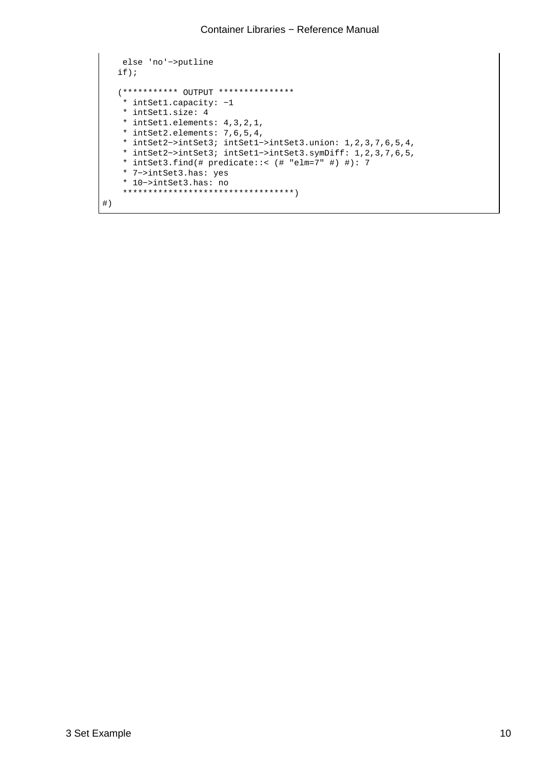```
     else 'no'−>putline
    if);

    (*********** OUTPUT ***************
     * intSet1.capacity: −1
     * intSet1.size: 4
     * intSet1.elements: 4,3,2,1,
     * intSet2.elements: 7,6,5,4,
     * intSet2−>intSet3; intSet1−>intSet3.union: 1,2,3,7,6,5,4,
     * intSet2−>intSet3; intSet1−>intSet3.symDiff: 1,2,3,7,6,5,
     * intSet3.find(# predicate::< (# "elm=7" #) #): 7
     * 7−>intSet3.has: yes
     * 10−>intSet3.has: no
     **********************************)
#)
```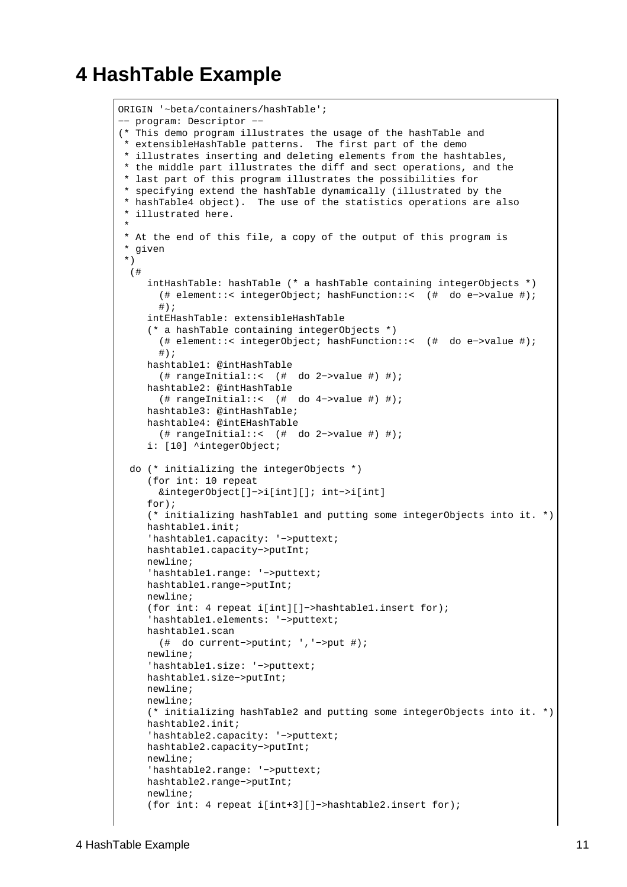# 4 HashTable Example

```
ORIGIN '~beta/containers/hashTable';
-- program: Descriptor --
(* This demo program illustrates the usage of the hashTable and
 * extensibleHashTable patterns.  The first part of the demo
 * illustrates inserting and deleting elements from the hashtables,
 * the middle part illustrates the diff and sect operations, and the
 * last part of this program illustrates the possibilities for
 * specifying extend the hashTable dynamically (illustrated by the
 * hashTable4 object).  The use of the statistics operations are also
 * illustrated here.
 *
 * At the end of this file, a copy of the output of this program is
 * given
 *)
  (#
     intHashTable: hashTable (* a hashTable containing integerObjects *)
       (# element::< integerObject; hashFunction::<  (#  do e->value #);
       #);
     intEHashTable: extensibleHashTable
     (* a hashTable containing integerObjects *)
       (# element::< integerObject; hashFunction::<  (#  do e->value #);
       #);
     hashtable1: @intHashTable
       (# rangeInitial::<  (#  do 2->value #) #);
     hashtable2: @intHashTable
       (# rangeInitial::<  (#  do 4->value #) #);
     hashtable3: @intHashTable;
     hashtable4: @intEHashTable
       (# rangeInitial::<  (#  do 2->value #) #);
     i: [10] ^integerObject;

  do (* initializing the integerObjects *)
     (for int: 10 repeat
       &integerObject[]->i[int][]; int->i[int]
     for);
     (* initializing hashTable1 and putting some integerObjects into it. *)
     hashtable1.init;
     'hashtable1.capacity: '->puttext;
     hashtable1.capacity->putInt;
     newline;
     'hashtable1.range: '->puttext;
     hashtable1.range->putInt;
     newline;
     (for int: 4 repeat i[int][]->hashtable1.insert for);
     'hashtable1.elements: '->puttext;
     hashtable1.scan
       (#  do current->putint; ','->put #);
     newline;
     'hashtable1.size: '->puttext;
     hashtable1.size->putInt;
     newline;
     newline;
     (* initializing hashTable2 and putting some integerObjects into it. *)
     hashtable2.init;
     'hashtable2.capacity: '->puttext;
     hashtable2.capacity->putInt;
     newline;
     'hashtable2.range: '->puttext;
     hashtable2.range->putInt;
     newline;
     (for int: 4 repeat i[int+3][]->hashtable2.insert for);
```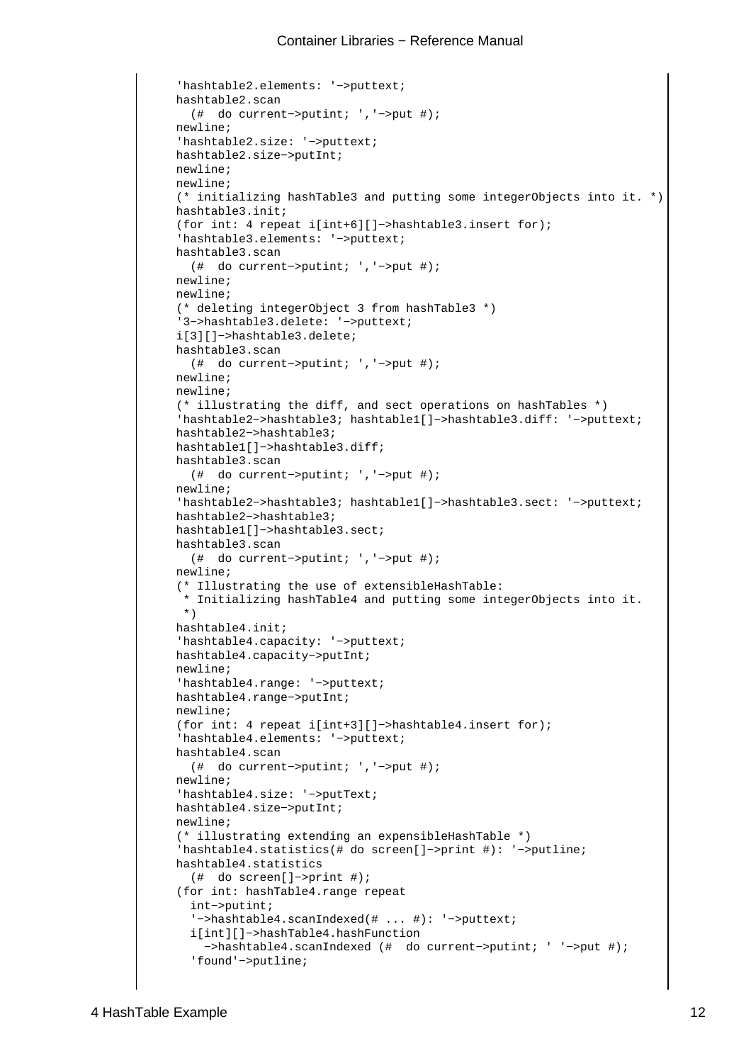```
'hashtable2.elements: '->puttext;
hashtable2.scan
  (#  do current->putint; ','->put #);
newline;
'hashtable2.size: '->puttext;
hashtable2.size->putInt;
newline;
newline;
(* initializing hashTable3 and putting some integerObjects into it. *)
hashtable3.init;
(for int: 4 repeat i[int+6][]->hashtable3.insert for);
'hashtable3.elements: '->puttext;
hashtable3.scan
  (#  do current->putint; ','->put #);
newline;
newline;
(* deleting integerObject 3 from hashTable3 *)
'3->hashtable3.delete: '->puttext;
i[3][]->hashtable3.delete;
hashtable3.scan
  (#  do current->putint; ','->put #);
newline;
newline;
(* illustrating the diff, and sect operations on hashTables *)
'hashtable2->hashtable3; hashtable1[]->hashtable3.diff: '->puttext;
hashtable2->hashtable3;
hashtable1[]->hashtable3.diff;
hashtable3.scan
  (#  do current->putint; ','->put #);
newline;
'hashtable2->hashtable3; hashtable1[]->hashtable3.sect: '->puttext;
hashtable2->hashtable3;
hashtable1[]->hashtable3.sect;
hashtable3.scan
  (#  do current->putint; ','->put #);
newline;
(* Illustrating the use of extensibleHashTable:
 * Initializing hashTable4 and putting some integerObjects into it.
 *)
hashtable4.init;
'hashtable4.capacity: '->puttext;
hashtable4.capacity->putInt;
newline;
'hashtable4.range: '->puttext;
hashtable4.range->putInt;
newline;
(for int: 4 repeat i[int+3][]->hashtable4.insert for);
'hashtable4.elements: '->puttext;
hashtable4.scan
  (#  do current->putint; ','->put #);
newline;
'hashtable4.size: '->putText;
hashtable4.size->putInt;
newline;
(* illustrating extending an expensibleHashTable *)
'hashtable4.statistics(# do screen[]->print #): '->putline;
hashtable4.statistics
  (#  do screen[]->print #);
(for int: hashTable4.range repeat
  int->putint;
  '->hashtable4.scanIndexed(# ... #): '->puttext;
  i[int][]->hashTable4.hashFunction
    ->hashtable4.scanIndexed (#  do current->putint; ' '->put #);
  'found'->putline;
```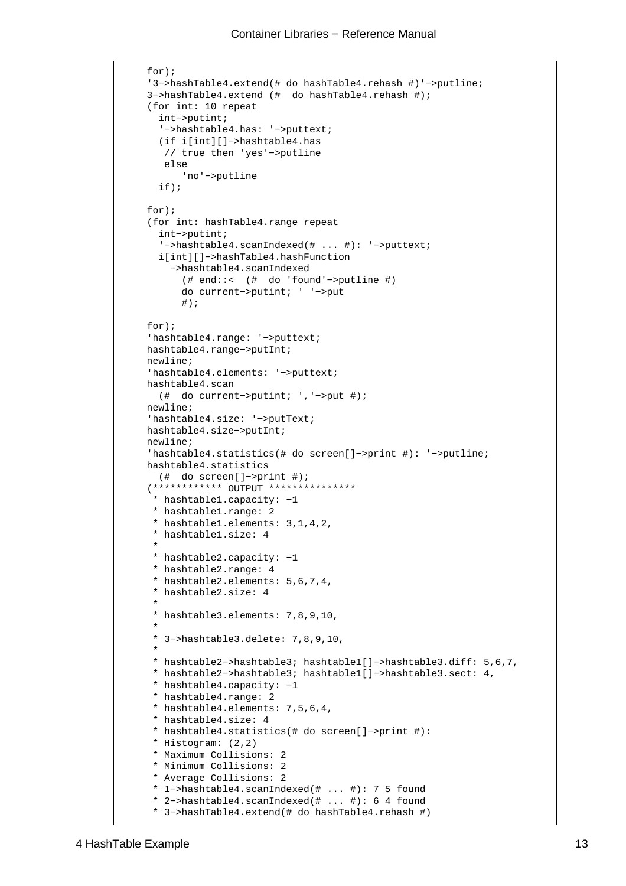```
for);
'3−>hashTable4.extend(# do hashTable4.rehash #)'−>putline;
3−>hashTable4.extend (#  do hashTable4.rehash #);
(for int: 10 repeat
  int−>putint;
  '−>hashtable4.has: '−>puttext;
  (if i[int][]−>hashtable4.has
   // true then 'yes'−>putline
   else
      'no'−>putline
  if);

for);
(for int: hashTable4.range repeat
  int−>putint;
  '−>hashtable4.scanIndexed(# ... #): '−>puttext;
  i[int][]−>hashTable4.hashFunction
    −>hashtable4.scanIndexed
      (# end::<  (#  do 'found'−>putline #)
      do current−>putint; ' '−>put
      #);

for);
'hashtable4.range: '−>puttext;
hashtable4.range−>putInt;
newline;
'hashtable4.elements: '−>puttext;
hashtable4.scan
  (#  do current−>putint; ','−>put #);
newline;
'hashtable4.size: '−>putText;
hashtable4.size−>putInt;
newline;
'hashtable4.statistics(# do screen[]−>print #): '−>putline;
hashtable4.statistics
  (#  do screen[]−>print #);
(************ OUTPUT ***************
 * hashtable1.capacity: −1
 * hashtable1.range: 2
 * hashtable1.elements: 3,1,4,2,
 * hashtable1.size: 4
 *
 * hashtable2.capacity: −1
 * hashtable2.range: 4
 * hashtable2.elements: 5,6,7,4,
 * hashtable2.size: 4
 *
 * hashtable3.elements: 7,8,9,10,
 *
 * 3−>hashtable3.delete: 7,8,9,10,
 *
 * hashtable2−>hashtable3; hashtable1[]−>hashtable3.diff: 5,6,7,
 * hashtable2−>hashtable3; hashtable1[]−>hashtable3.sect: 4,
 * hashtable4.capacity: −1
 * hashtable4.range: 2
 * hashtable4.elements: 7,5,6,4,
 * hashtable4.size: 4
 * hashtable4.statistics(# do screen[]−>print #):
 * Histogram: (2,2)
 * Maximum Collisions: 2
 * Minimum Collisions: 2
 * Average Collisions: 2
 * 1−>hashtable4.scanIndexed(# ... #): 7 5 found
 * 2−>hashtable4.scanIndexed(# ... #): 6 4 found
 * 3−>hashTable4.extend(# do hashTable4.rehash #)
```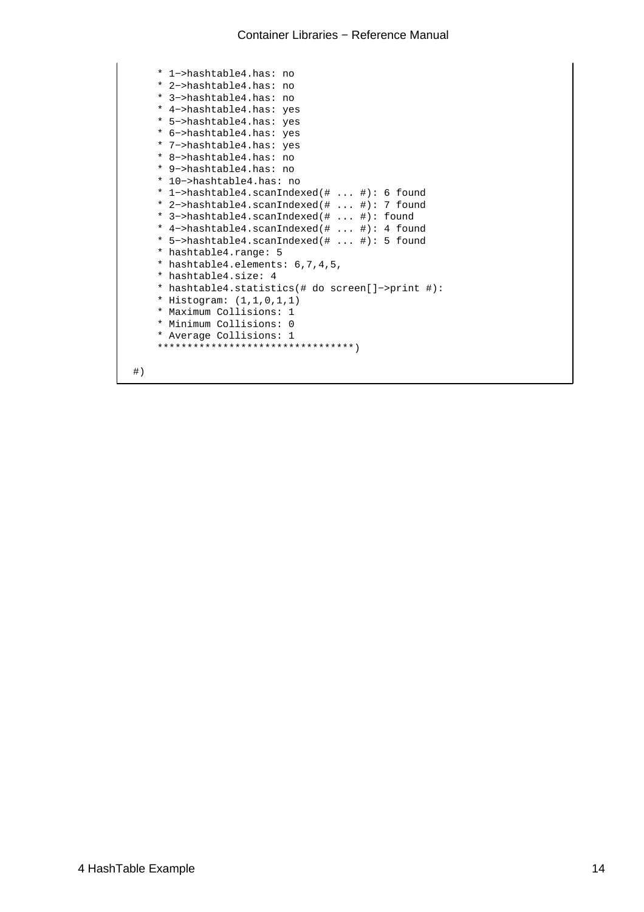```
    * 1−>hashtable4.has: no
    * 2−>hashtable4.has: no
    * 3−>hashtable4.has: no
    * 4−>hashtable4.has: yes
    * 5−>hashtable4.has: yes
    * 6−>hashtable4.has: yes
    * 7−>hashtable4.has: yes
    * 8−>hashtable4.has: no
    * 9−>hashtable4.has: no
    * 10−>hashtable4.has: no
    * 1−>hashtable4.scanIndexed(# ... #): 6 found
    * 2−>hashtable4.scanIndexed(# ... #): 7 found
    * 3−>hashtable4.scanIndexed(# ... #): found
    * 4−>hashtable4.scanIndexed(# ... #): 4 found
    * 5−>hashtable4.scanIndexed(# ... #): 5 found
    * hashtable4.range: 5
    * hashtable4.elements: 6,7,4,5,
    * hashtable4.size: 4
    * hashtable4.statistics(# do screen[]−>print #):
    * Histogram: (1,1,0,1,1)
    * Maximum Collisions: 1
    * Minimum Collisions: 0
    * Average Collisions: 1
    *********************************)

#)
```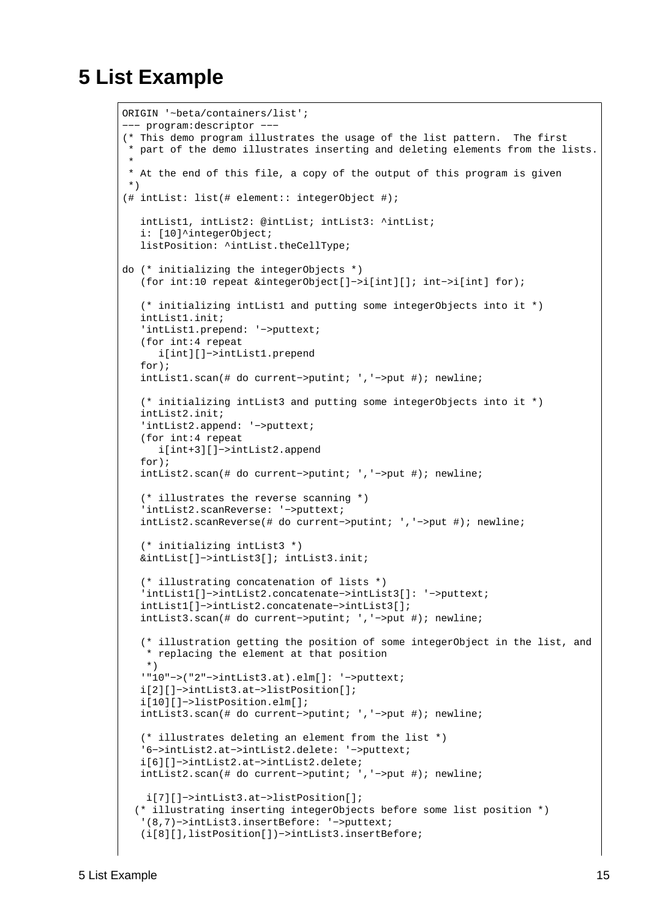# 5 List Example

```
ORIGIN '~beta/containers/list';
--- program:descriptor ---
(* This demo program illustrates the usage of the list pattern.  The first
 * part of the demo illustrates inserting and deleting elements from the lists.
 *
 * At the end of this file, a copy of the output of this program is given
 *)
(# intList: list(# element:: integerObject #);

   intList1, intList2: @intList; intList3: ^intList;
   i: [10]^integerObject;
   listPosition: ^intList.theCellType;

do (* initializing the integerObjects *)
   (for int:10 repeat &integerObject[]->i[int][]; int->i[int] for);

   (* initializing intList1 and putting some integerObjects into it *)
   intList1.init;
   'intList1.prepend: '->puttext;
   (for int:4 repeat
      i[int][]->intList1.prepend
   for);
   intList1.scan(# do current->putint; ','->put #); newline;

   (* initializing intList3 and putting some integerObjects into it *)
   intList2.init;
   'intList2.append: '->puttext;
   (for int:4 repeat
      i[int+3][]->intList2.append
   for);
   intList2.scan(# do current->putint; ','->put #); newline;

   (* illustrates the reverse scanning *)
   'intList2.scanReverse: '->puttext;
   intList2.scanReverse(# do current->putint; ','->put #); newline;

   (* initializing intList3 *)
   &intList[]->intList3[]; intList3.init;

   (* illustrating concatenation of lists *)
   'intList1[]->intList2.concatenate->intList3[]: '->puttext;
   intList1[]->intList2.concatenate->intList3[];
   intList3.scan(# do current->putint; ','->put #); newline;

   (* illustration getting the position of some integerObject in the list, and
    * replacing the element at that position
    *)
   '"10"->("2"->intList3.at).elm[]: '->puttext;
   i[2][]->intList3.at->listPosition[];
   i[10][]->listPosition.elm[];
   intList3.scan(# do current->putint; ','->put #); newline;

   (* illustrates deleting an element from the list *)
   '6->intList2.at->intList2.delete: '->puttext;
   i[6][]->intList2.at->intList2.delete;
   intList2.scan(# do current->putint; ','->put #); newline;

    i[7][]->intList3.at->listPosition[];
  (* illustrating inserting integerObjects before some list position *)
   '(8,7)->intList3.insertBefore: '->puttext;
   (i[8][],listPosition[])->intList3.insertBefore;
```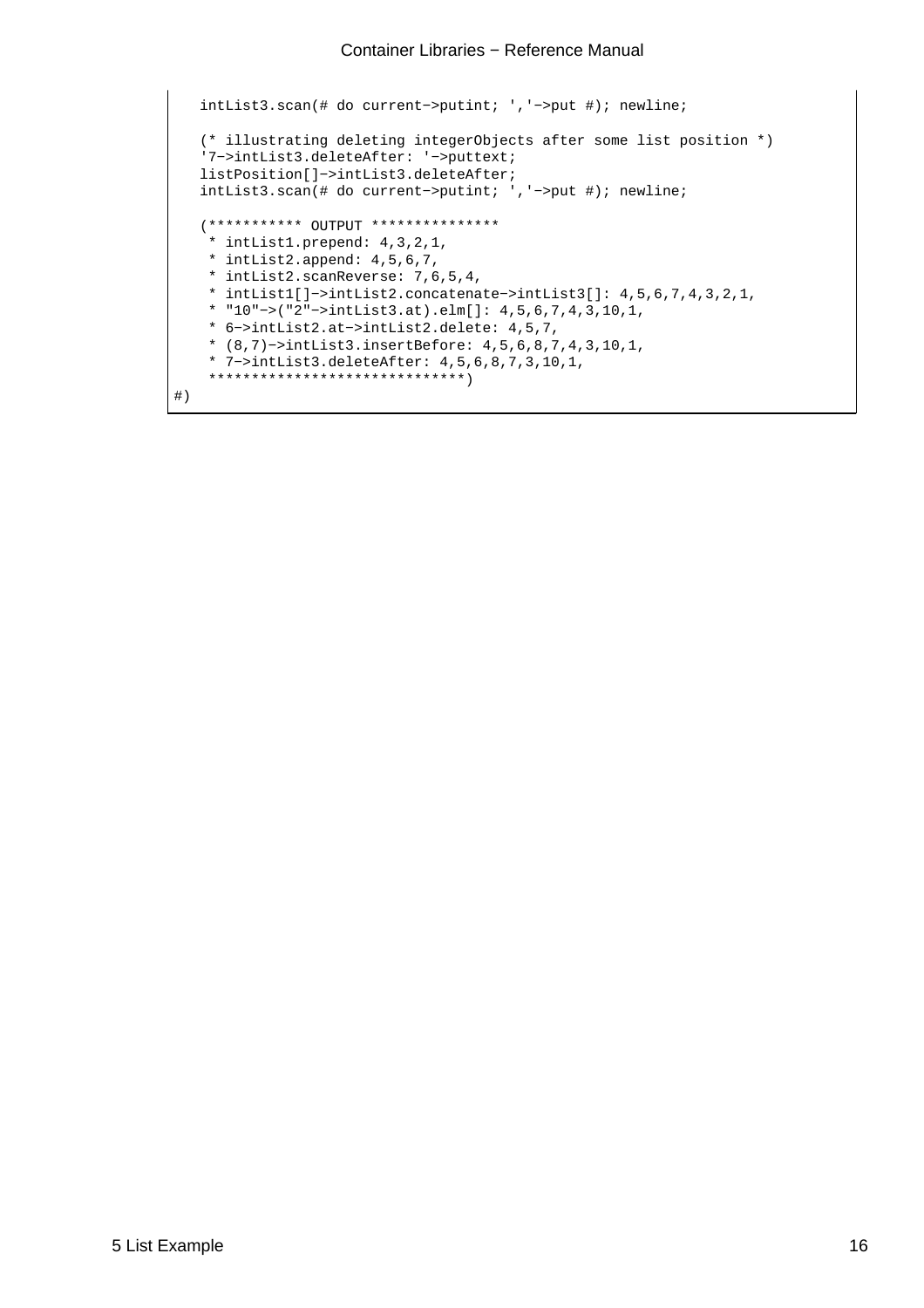```
   intList3.scan(# do current−>putint; ','−>put #); newline;

   (* illustrating deleting integerObjects after some list position *)
   '7−>intList3.deleteAfter: '−>puttext;
   listPosition[]−>intList3.deleteAfter;
   intList3.scan(# do current−>putint; ','−>put #); newline;

   (*********** OUTPUT ***************
    * intList1.prepend: 4,3,2,1,
    * intList2.append: 4,5,6,7,
    * intList2.scanReverse: 7,6,5,4,
    * intList1[]−>intList2.concatenate−>intList3[]: 4,5,6,7,4,3,2,1,
    * "10"−>("2"−>intList3.at).elm[]: 4,5,6,7,4,3,10,1,
    * 6−>intList2.at−>intList2.delete: 4,5,7,
    * (8,7)−>intList3.insertBefore: 4,5,6,8,7,4,3,10,1,
    * 7−>intList3.deleteAfter: 4,5,6,8,7,3,10,1,
    ******************************)
#)
```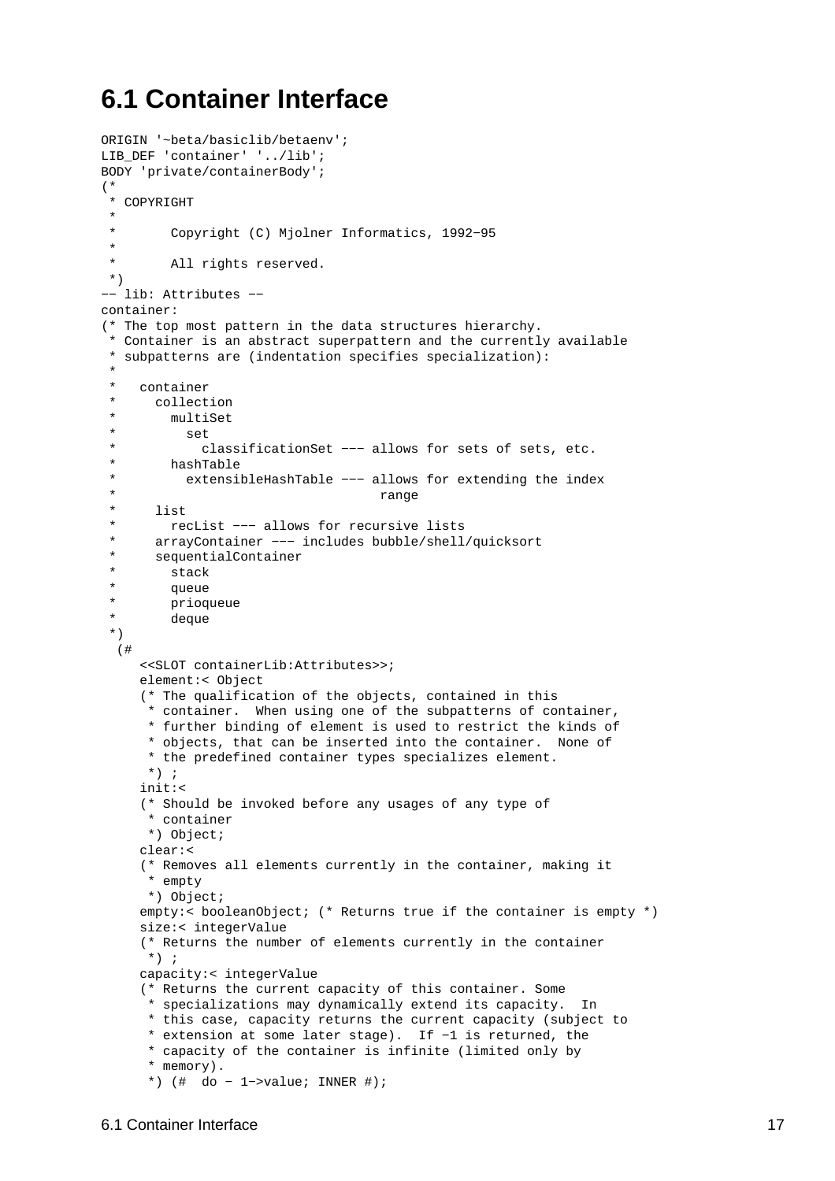## 6.1 Container Interface

```
ORIGIN '~beta/basiclib/betaenv';
LIB_DEF 'container' '../lib';
BODY 'private/containerBody';
(*
 * COPYRIGHT
 *
 *       Copyright (C) Mjolner Informatics, 1992-95
 *
 *       All rights reserved.
 *)
-- lib: Attributes --
container:
(* The top most pattern in the data structures hierarchy.
 * Container is an abstract superpattern and the currently available
 * subpatterns are (indentation specifies specialization):
 *
 *   container
 *     collection
 *       multiSet
 *         set
 *           classificationSet --- allows for sets of sets, etc.
 *       hashTable
 *         extensibleHashTable --- allows for extending the index
 *                                range
 *     list
 *       recList --- allows for recursive lists
 *     arrayContainer --- includes bubble/shell/quicksort
 *     sequentialContainer
 *       stack
 *       queue
 *       prioqueue
 *       deque
 *)
  (#
     <<SLOT containerLib:Attributes>>;
     element:< Object
     (* The qualification of the objects, contained in this
      * container.  When using one of the subpatterns of container,
      * further binding of element is used to restrict the kinds of
      * objects, that can be inserted into the container.  None of
      * the predefined container types specializes element.
      *) ;
     init:<
     (* Should be invoked before any usages of any type of
      * container
      *) Object;
     clear:<
     (* Removes all elements currently in the container, making it
      * empty
      *) Object;
     empty:< booleanObject; (* Returns true if the container is empty *)
     size:< integerValue
     (* Returns the number of elements currently in the container
      *) ;
     capacity:< integerValue
     (* Returns the current capacity of this container. Some
      * specializations may dynamically extend its capacity.  In
      * this case, capacity returns the current capacity (subject to
      * extension at some later stage).  If -1 is returned, the
      * capacity of the container is infinite (limited only by
      * memory).
      *) (#  do - 1->value; INNER #);
```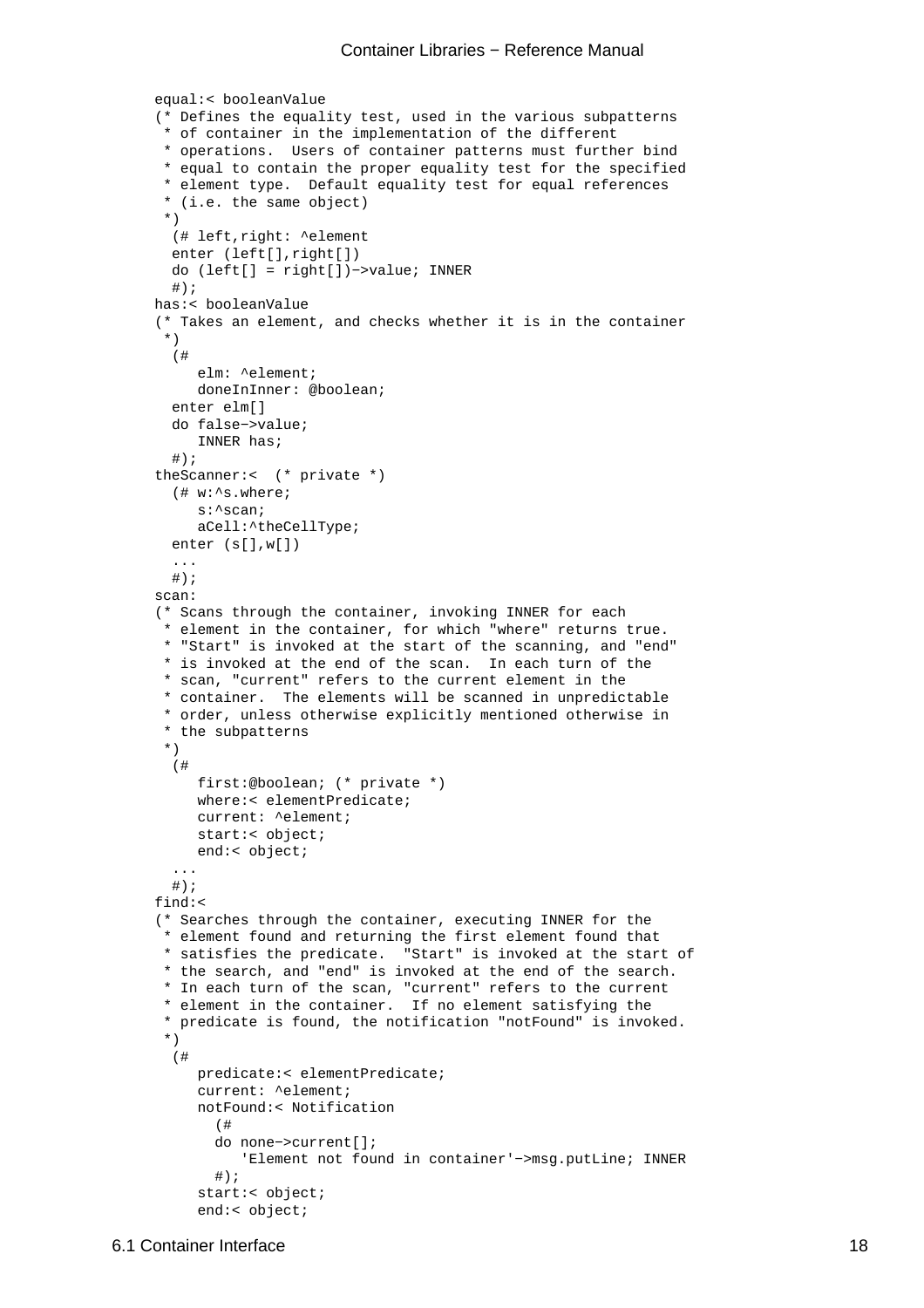```
equal:< booleanValue
(* Defines the equality test, used in the various subpatterns
 * of container in the implementation of the different
 * operations.  Users of container patterns must further bind
 * equal to contain the proper equality test for the specified
 * element type.  Default equality test for equal references
 * (i.e. the same object)
 *)
  (# left,right: ^element
  enter (left[],right[])
  do (left[] = right[])−>value; INNER
  #);
has:< booleanValue
(* Takes an element, and checks whether it is in the container
 *)
  (#
     elm: ^element;
     doneInInner: @boolean;
  enter elm[]
  do false−>value;
     INNER has;
  #);
theScanner:<  (* private *)
  (# w:^s.where;
     s:^scan;
     aCell:^theCellType;
  enter (s[],w[])
  ...
  #);
scan:
(* Scans through the container, invoking INNER for each
 * element in the container, for which "where" returns true.
 * "Start" is invoked at the start of the scanning, and "end"
 * is invoked at the end of the scan.  In each turn of the
 * scan, "current" refers to the current element in the
 * container.  The elements will be scanned in unpredictable
 * order, unless otherwise explicitly mentioned otherwise in
 * the subpatterns
 *)
  (#
     first:@boolean; (* private *)
     where:< elementPredicate;
     current: ^element;
     start:< object;
     end:< object;
  ...
  #);
find:<
(* Searches through the container, executing INNER for the
 * element found and returning the first element found that
 * satisfies the predicate.  "Start" is invoked at the start of
 * the search, and "end" is invoked at the end of the search.
 * In each turn of the scan, "current" refers to the current
 * element in the container.  If no element satisfying the
 * predicate is found, the notification "notFound" is invoked.
 *)
  (#
     predicate:< elementPredicate;
     current: ^element;
     notFound:< Notification
       (#
       do none−>current[];
          'Element not found in container'−>msg.putLine; INNER
       #);
     start:< object;
     end:< object;
```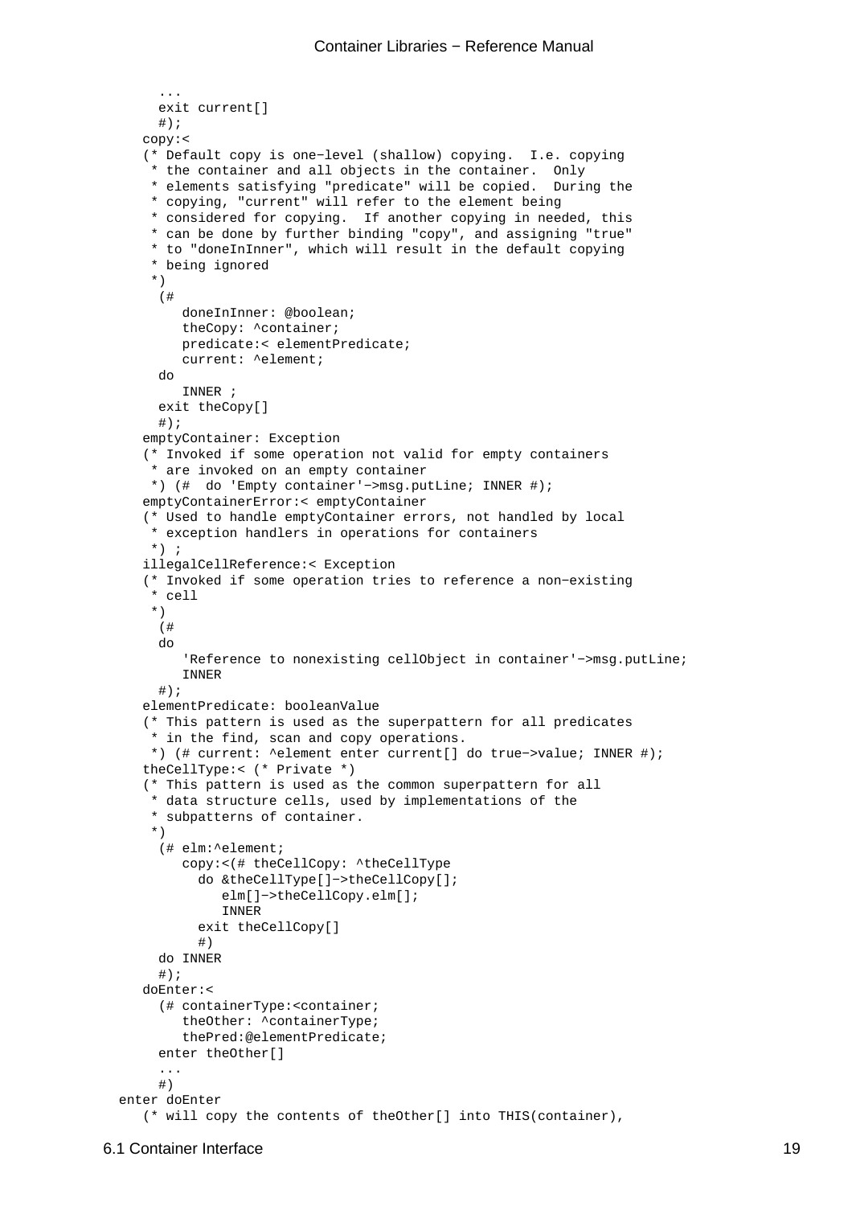```
      ...
      exit current[]
      #);
    copy:<
    (* Default copy is one−level (shallow) copying.  I.e. copying
     * the container and all objects in the container.  Only
     * elements satisfying "predicate" will be copied.  During the
     * copying, "current" will refer to the element being
     * considered for copying.  If another copying in needed, this
     * can be done by further binding "copy", and assigning "true"
     * to "doneInInner", which will result in the default copying
     * being ignored
     *)
      (#
         doneInInner: @boolean;
         theCopy: ^container;
         predicate:< elementPredicate;
         current: ^element;
      do
         INNER ;
      exit theCopy[]
      #);
    emptyContainer: Exception
    (* Invoked if some operation not valid for empty containers
     * are invoked on an empty container
     *) (#  do 'Empty container'−>msg.putLine; INNER #);
    emptyContainerError:< emptyContainer
    (* Used to handle emptyContainer errors, not handled by local
     * exception handlers in operations for containers
     *) ;
    illegalCellReference:< Exception
    (* Invoked if some operation tries to reference a non−existing
     * cell
     *)
      (#
      do
         'Reference to nonexisting cellObject in container'−>msg.putLine;
         INNER
      #);
    elementPredicate: booleanValue
    (* This pattern is used as the superpattern for all predicates
     * in the find, scan and copy operations.
     *) (# current: ^element enter current[] do true−>value; INNER #);
    theCellType:< (* Private *)
    (* This pattern is used as the common superpattern for all
     * data structure cells, used by implementations of the
     * subpatterns of container.
     *)
      (# elm:^element;
         copy:<(# theCellCopy: ^theCellType
           do &theCellType[]−>theCellCopy[];
              elm[]−>theCellCopy.elm[];
              INNER
           exit theCellCopy[]
           #)
      do INNER
      #);
    doEnter:<
      (# containerType:<container;
         theOther: ^containerType;
         thePred:@elementPredicate;
      enter theOther[]
      ...
      #)
 enter doEnter
    (* will copy the contents of theOther[] into THIS(container),
```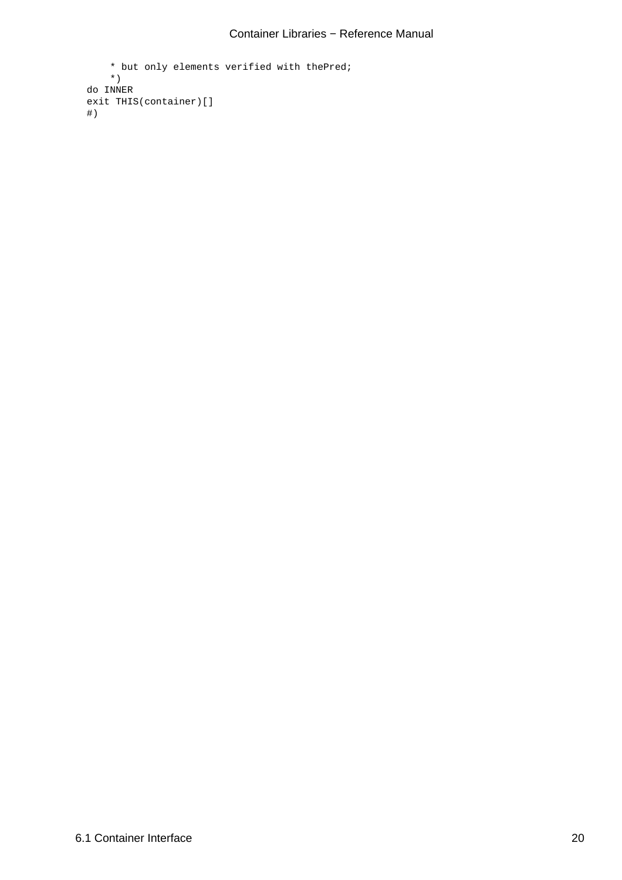```
        * but only elements verified with thePred;
        *)
    do INNER
    exit THIS(container)[]
    #)
```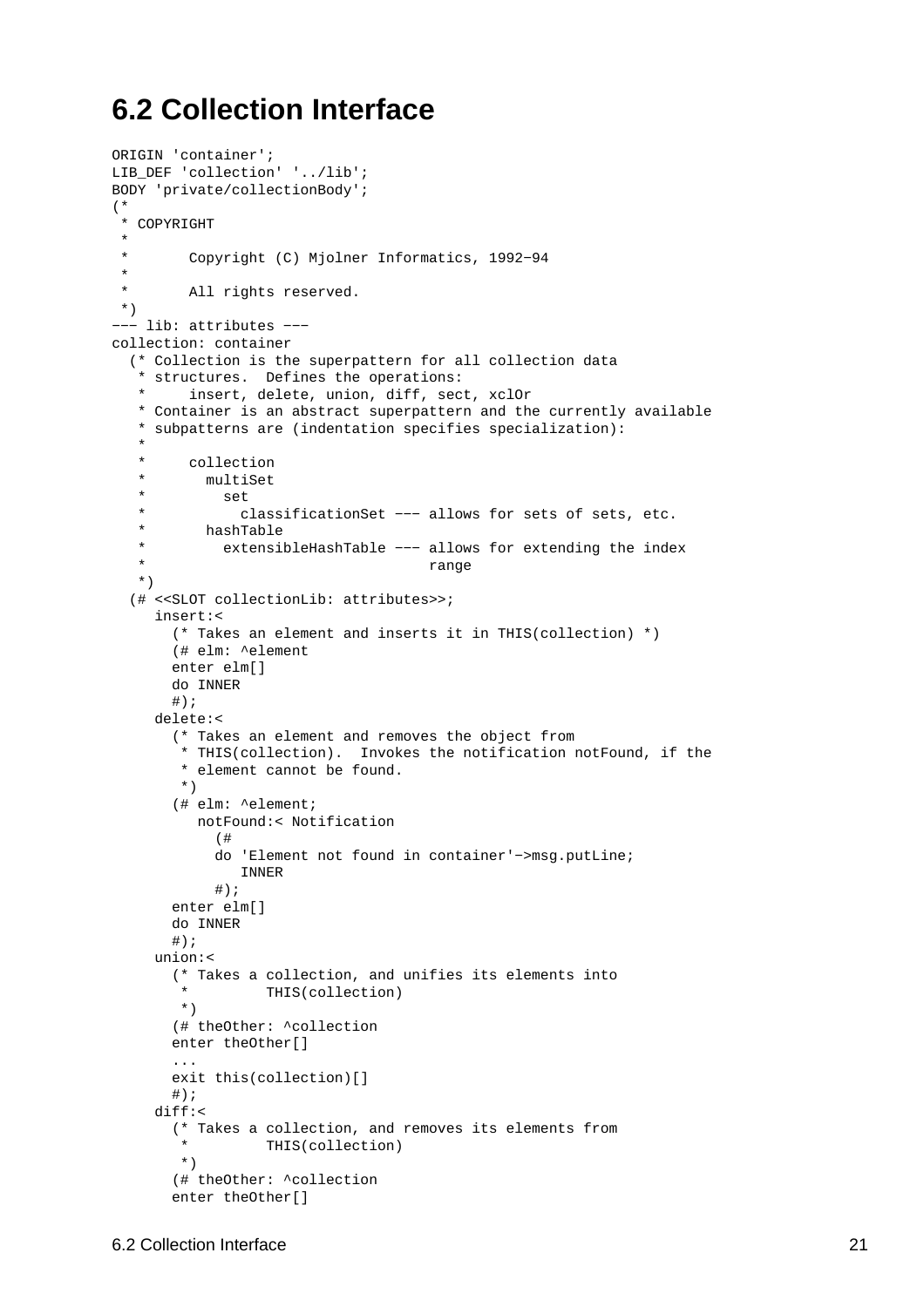## 6.2 Collection Interface

```
ORIGIN 'container';
LIB_DEF 'collection' '../lib';
BODY 'private/collectionBody';
(*
 * COPYRIGHT
 *
 *       Copyright (C) Mjolner Informatics, 1992−94
 *
 *       All rights reserved.
 *)
−−− lib: attributes −−−
collection: container
  (* Collection is the superpattern for all collection data
   * structures.  Defines the operations:
   *     insert, delete, union, diff, sect, xclOr
   * Container is an abstract superpattern and the currently available
   * subpatterns are (indentation specifies specialization):
   *
   *     collection
   *       multiSet
   *         set
   *           classificationSet −−− allows for sets of sets, etc.
   *       hashTable
   *         extensibleHashTable −−− allows for extending the index
   *                                   range
   *)
  (# <<SLOT collectionLib: attributes>>;
     insert:<
       (* Takes an element and inserts it in THIS(collection) *)
       (# elm: ^element
       enter elm[]
       do INNER
       #);
     delete:<
       (* Takes an element and removes the object from
        * THIS(collection).  Invokes the notification notFound, if the
        * element cannot be found.
        *)
       (# elm: ^element;
          notFound:< Notification
            (#
            do 'Element not found in container'−>msg.putLine;
               INNER
            #);
       enter elm[]
       do INNER
       #);
     union:<
       (* Takes a collection, and unifies its elements into
        *         THIS(collection)
        *)
       (# theOther: ^collection
       enter theOther[]
       ...
       exit this(collection)[]
       #);
     diff:<
       (* Takes a collection, and removes its elements from
        *         THIS(collection)
        *)
       (# theOther: ^collection
       enter theOther[]
```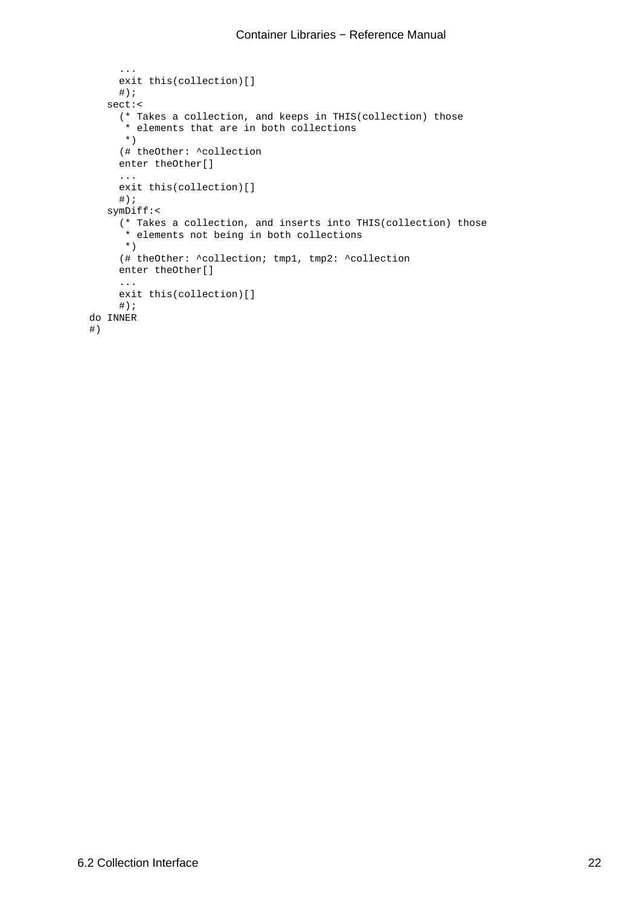```
      ...
      exit this(collection)[]
      #);
    sect:<
      (* Takes a collection, and keeps in THIS(collection) those
       * elements that are in both collections
       *)
      (# theOther: ^collection
      enter theOther[]
      ...
      exit this(collection)[]
      #);
    symDiff:<
      (* Takes a collection, and inserts into THIS(collection) those
       * elements not being in both collections
       *)
      (# theOther: ^collection; tmp1, tmp2: ^collection
      enter theOther[]
      ...
      exit this(collection)[]
      #);
 do INNER
 #)
```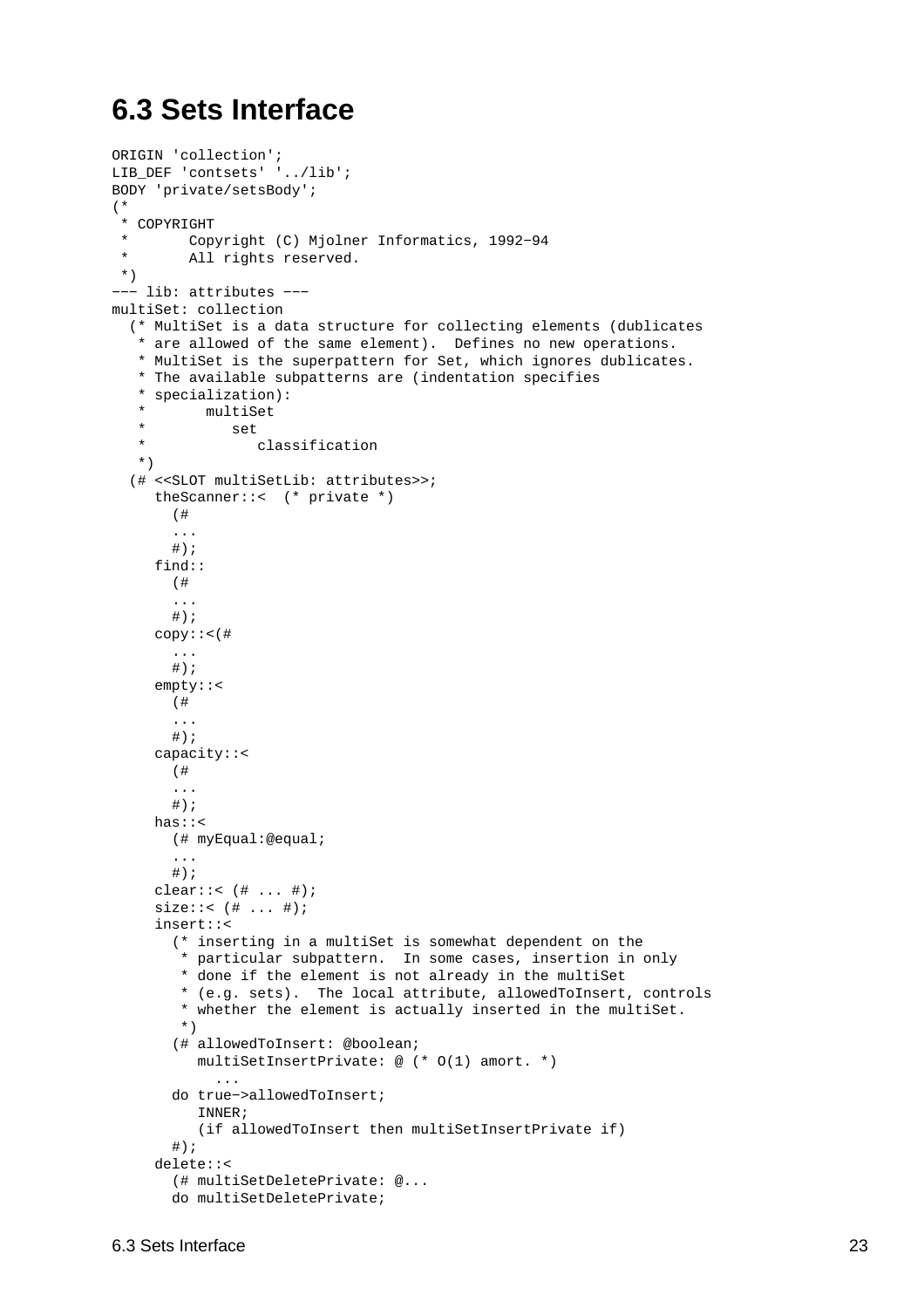## 6.3 Sets Interface

```
ORIGIN 'collection';
LIB_DEF 'contsets' '../lib';
BODY 'private/setsBody';
(*
 * COPYRIGHT
 *       Copyright (C) Mjolner Informatics, 1992-94
 *       All rights reserved.
 *)
--- lib: attributes ---
multiSet: collection
  (* MultiSet is a data structure for collecting elements (dublicates
   * are allowed of the same element).  Defines no new operations.
   * MultiSet is the superpattern for Set, which ignores dublicates.
   * The available subpatterns are (indentation specifies
   * specialization):
   *       multiSet
   *          set
   *             classification
   *)
  (# <<SLOT multiSetLib: attributes>>;
     theScanner::<  (* private *)
       (#
       ...
       #);
     find::
       (#
       ...
       #);
     copy::<(#
       ...
       #);
     empty::<
       (#
       ...
       #);
     capacity::<
       (#
       ...
       #);
     has::<
       (# myEqual:@equal;
       ...
       #);
     clear::< (# ... #);
     size::< (# ... #);
     insert::<
       (* inserting in a multiSet is somewhat dependent on the
        * particular subpattern.  In some cases, insertion in only
        * done if the element is not already in the multiSet
        * (e.g. sets).  The local attribute, allowedToInsert, controls
        * whether the element is actually inserted in the multiSet.
        *)
       (# allowedToInsert: @boolean;
          multiSetInsertPrivate: @ (* O(1) amort. *)
            ...
       do true->allowedToInsert;
          INNER;
          (if allowedToInsert then multiSetInsertPrivate if)
       #);
     delete::<
       (# multiSetDeletePrivate: @...
       do multiSetDeletePrivate;
```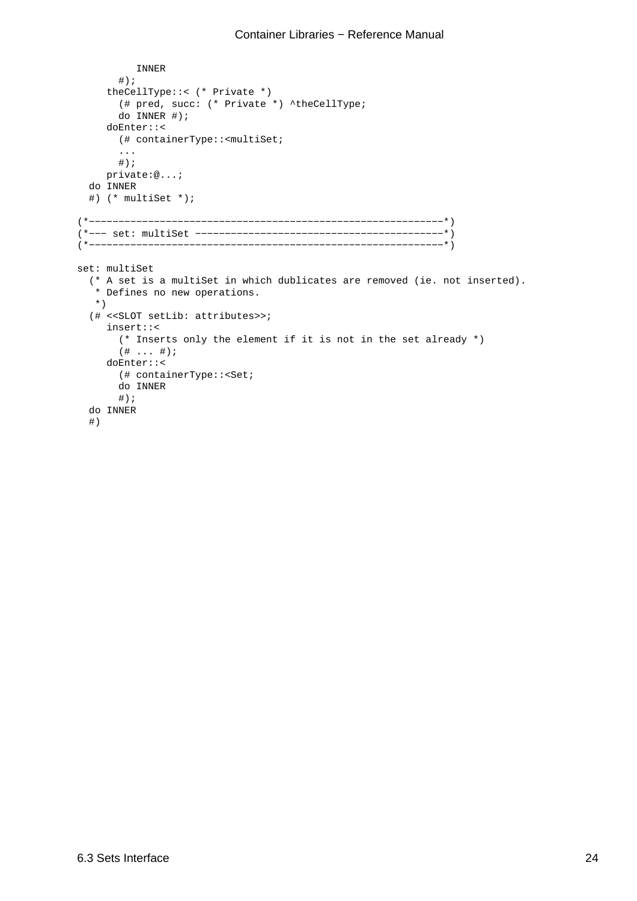```
          INNER
       #);
     theCellType::< (* Private *)
       (# pred, succ: (* Private *) ^theCellType;
       do INNER #);
     doEnter::<
       (# containerType::<multiSet;
       ...
       #);
     private:@...;
  do INNER
  #) (* multiSet *);

(*------------------------------------------------------------*)
(*--- set: multiSet ------------------------------------------*)
(*------------------------------------------------------------*)

set: multiSet
  (* A set is a multiSet in which dublicates are removed (ie. not inserted).
   * Defines no new operations.
   *)
  (# <<SLOT setLib: attributes>>;
     insert::<
       (* Inserts only the element if it is not in the set already *)
       (# ... #);
     doEnter::<
       (# containerType::<Set;
       do INNER
       #);
  do INNER
  #)
```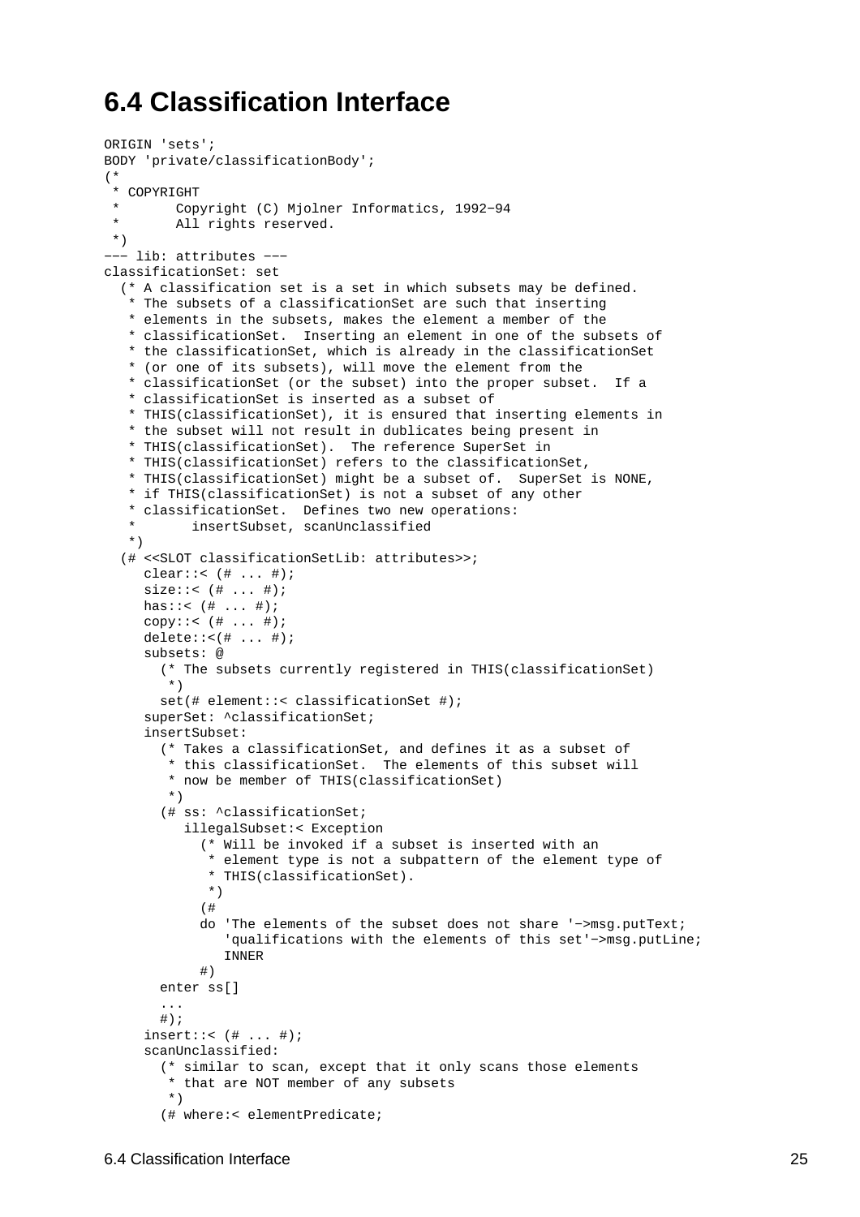# 6.4 Classification Interface

```
ORIGIN 'sets';
BODY 'private/classificationBody';
(*
 * COPYRIGHT
 *       Copyright (C) Mjolner Informatics, 1992−94
 *       All rights reserved.
 *)
−−− lib: attributes −−−
classificationSet: set
  (* A classification set is a set in which subsets may be defined.
   * The subsets of a classificationSet are such that inserting
   * elements in the subsets, makes the element a member of the
   * classificationSet.  Inserting an element in one of the subsets of
   * the classificationSet, which is already in the classificationSet
   * (or one of its subsets), will move the element from the
   * classificationSet (or the subset) into the proper subset.  If a
   * classificationSet is inserted as a subset of
   * THIS(classificationSet), it is ensured that inserting elements in
   * the subset will not result in dublicates being present in
   * THIS(classificationSet).  The reference SuperSet in
   * THIS(classificationSet) refers to the classificationSet,
   * THIS(classificationSet) might be a subset of.  SuperSet is NONE,
   * if THIS(classificationSet) is not a subset of any other
   * classificationSet.  Defines two new operations:
   *       insertSubset, scanUnclassified
   *)
  (# <<SLOT classificationSetLib: attributes>>;
     clear::< (# ... #);
     size::< (# ... #);
     has::< (# ... #);
     copy::< (# ... #);
     delete::<(# ... #);
     subsets: @
       (* The subsets currently registered in THIS(classificationSet)
        *)
       set(# element::< classificationSet #);
     superSet: ^classificationSet;
     insertSubset:
       (* Takes a classificationSet, and defines it as a subset of
        * this classificationSet.  The elements of this subset will
        * now be member of THIS(classificationSet)
        *)
       (# ss: ^classificationSet;
          illegalSubset:< Exception
            (* Will be invoked if a subset is inserted with an
             * element type is not a subpattern of the element type of
             * THIS(classificationSet).
             *)
            (#
            do 'The elements of the subset does not share '−>msg.putText;
               'qualifications with the elements of this set'−>msg.putLine;
               INNER
            #)
       enter ss[]
       ...
       #);
     insert::< (# ... #);
     scanUnclassified:
       (* similar to scan, except that it only scans those elements
        * that are NOT member of any subsets
        *)
       (# where:< elementPredicate;
```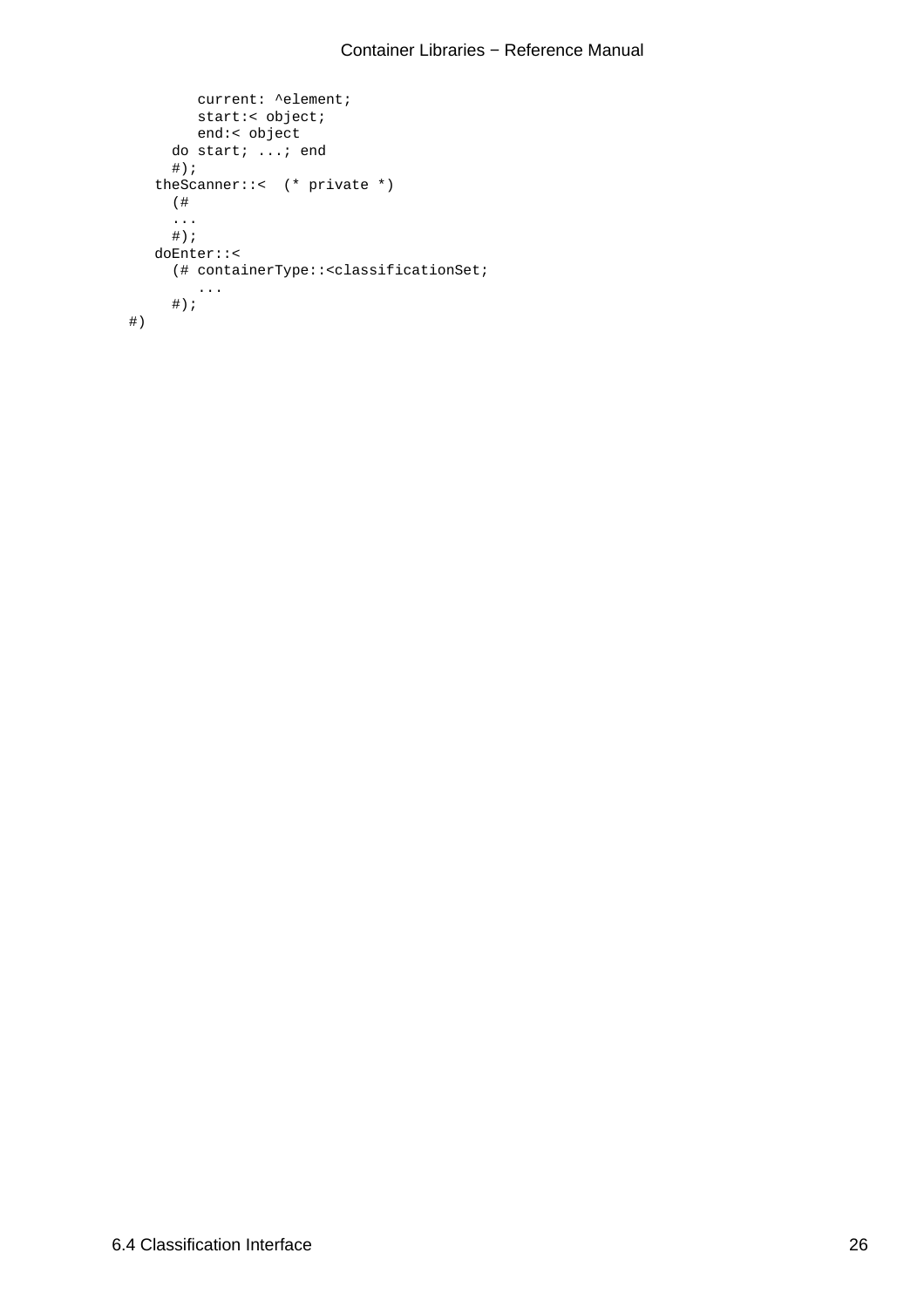```
          current: ^element;
          start:< object;
          end:< object
       do start; ...; end
       #);
    theScanner::<  (* private *)
       (#
       ...
       #);
    doEnter::<
       (# containerType::<classificationSet;
          ...
       #);
#)
```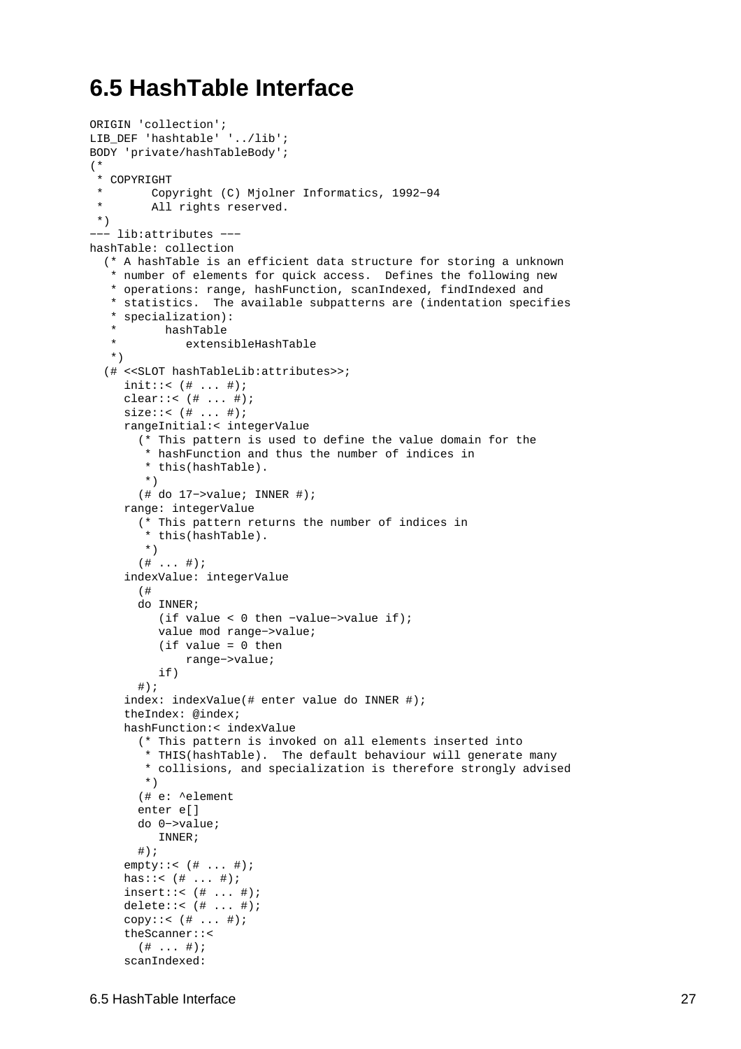## 6.5 HashTable Interface

```
ORIGIN 'collection';
LIB_DEF 'hashtable' '../lib';
BODY 'private/hashTableBody';
(*
 * COPYRIGHT
 *       Copyright (C) Mjolner Informatics, 1992−94
 *       All rights reserved.
 *)
−−− lib:attributes −−−
hashTable: collection
  (* A hashTable is an efficient data structure for storing a unknown
   * number of elements for quick access.  Defines the following new
   * operations: range, hashFunction, scanIndexed, findIndexed and
   * statistics.  The available subpatterns are (indentation specifies
   * specialization):
   *       hashTable
   *          extensibleHashTable
   *)
  (# <<SLOT hashTableLib:attributes>>;
     init::< (# ... #);
     clear::< (# ... #);
     size::< (# ... #);
     rangeInitial:< integerValue
       (* This pattern is used to define the value domain for the
        * hashFunction and thus the number of indices in
        * this(hashTable).
        *)
       (# do 17−>value; INNER #);
     range: integerValue
       (* This pattern returns the number of indices in
        * this(hashTable).
        *)
       (# ... #);
     indexValue: integerValue
       (#
       do INNER;
          (if value < 0 then −value−>value if);
          value mod range−>value;
          (if value = 0 then
              range−>value;
          if)
       #);
     index: indexValue(# enter value do INNER #);
     theIndex: @index;
     hashFunction:< indexValue
       (* This pattern is invoked on all elements inserted into
        * THIS(hashTable).  The default behaviour will generate many
        * collisions, and specialization is therefore strongly advised
        *)
       (# e: ^element
       enter e[]
       do 0−>value;
          INNER;
       #);
     empty::< (# ... #);
     has::< (# ... #);
     insert::< (# ... #);
     delete::< (# ... #);
     copy::< (# ... #);
     theScanner::<
       (# ... #);
     scanIndexed:
```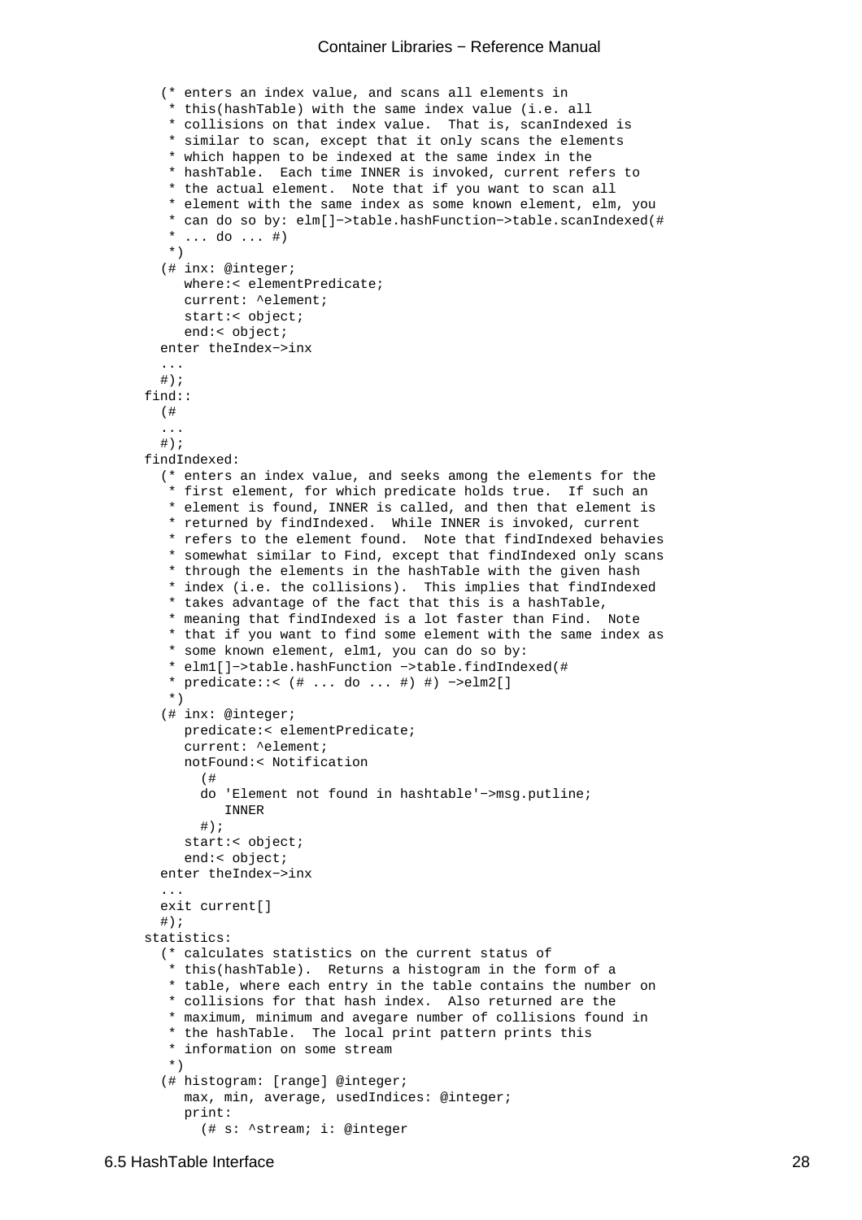```
    (* enters an index value, and scans all elements in
     * this(hashTable) with the same index value (i.e. all
     * collisions on that index value.  That is, scanIndexed is
     * similar to scan, except that it only scans the elements
     * which happen to be indexed at the same index in the
     * hashTable.  Each time INNER is invoked, current refers to
     * the actual element.  Note that if you want to scan all
     * element with the same index as some known element, elm, you
     * can do so by: elm[]−>table.hashFunction−>table.scanIndexed(#
     * ... do ... #)
     *)
    (# inx: @integer;
       where:< elementPredicate;
       current: ^element;
       start:< object;
       end:< object;
    enter theIndex−>inx
    ...
    #);
  find::
    (#
    ...
    #);
  findIndexed:
    (* enters an index value, and seeks among the elements for the
     * first element, for which predicate holds true.  If such an
     * element is found, INNER is called, and then that element is
     * returned by findIndexed.  While INNER is invoked, current
     * refers to the element found.  Note that findIndexed behavies
     * somewhat similar to Find, except that findIndexed only scans
     * through the elements in the hashTable with the given hash
     * index (i.e. the collisions).  This implies that findIndexed
     * takes advantage of the fact that this is a hashTable,
     * meaning that findIndexed is a lot faster than Find.  Note
     * that if you want to find some element with the same index as
     * some known element, elm1, you can do so by:
     * elm1[]−>table.hashFunction −>table.findIndexed(#
     * predicate::< (# ... do ... #) #) −>elm2[]
     *)
    (# inx: @integer;
       predicate:< elementPredicate;
       current: ^element;
       notFound:< Notification
         (#
         do 'Element not found in hashtable'−>msg.putline;
            INNER
         #);
       start:< object;
       end:< object;
    enter theIndex−>inx
    ...
    exit current[]
    #);
  statistics:
    (* calculates statistics on the current status of
     * this(hashTable).  Returns a histogram in the form of a
     * table, where each entry in the table contains the number on
     * collisions for that hash index.  Also returned are the
     * maximum, minimum and avegare number of collisions found in
     * the hashTable.  The local print pattern prints this
     * information on some stream
     *)
    (# histogram: [range] @integer;
       max, min, average, usedIndices: @integer;
       print:
         (# s: ^stream; i: @integer
```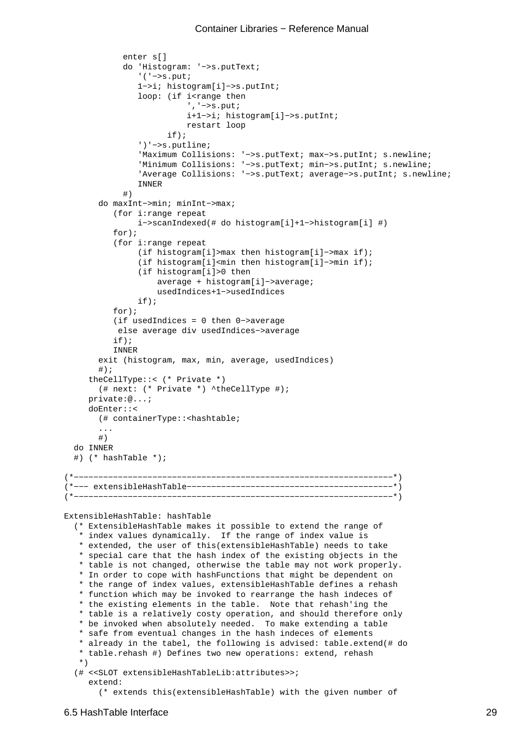```
            enter s[]
            do 'Histogram: '−>s.putText;
               '('−>s.put;
               1−>i; histogram[i]−>s.putInt;
               loop: (if i<range then
                          ','−>s.put;
                          i+1−>i; histogram[i]−>s.putInt;
                          restart loop
                     if);
               ')'−>s.putline;
               'Maximum Collisions: '−>s.putText; max−>s.putInt; s.newline;
               'Minimum Collisions: '−>s.putText; min−>s.putInt; s.newline;
               'Average Collisions: '−>s.putText; average−>s.putInt; s.newline;
               INNER
            #)
       do maxInt−>min; minInt−>max;
          (for i:range repeat
               i−>scanIndexed(# do histogram[i]+1−>histogram[i] #)
          for);
          (for i:range repeat
               (if histogram[i]>max then histogram[i]−>max if);
               (if histogram[i]<min then histogram[i]−>min if);
               (if histogram[i]>0 then
                   average + histogram[i]−>average;
                   usedIndices+1−>usedIndices
               if);
          for);
          (if usedIndices = 0 then 0−>average
           else average div usedIndices−>average
          if);
          INNER
       exit (histogram, max, min, average, usedIndices)
       #);
     theCellType::< (* Private *)
       (# next: (* Private *) ^theCellType #);
     private:@...;
     doEnter::<
       (# containerType::<hashtable;
       ...
       #)
  do INNER
  #) (* hashTable *);

(*−−−−−−−−−−−−−−−−−−−−−−−−−−−−−−−−−−−−−−−−−−−−−−−−−−−−−−−−−−−−−−−−−−−−*)
(*−−− extensibleHashTable−−−−−−−−−−−−−−−−−−−−−−−−−−−−−−−−−−−−−−−−−−−−*)
(*−−−−−−−−−−−−−−−−−−−−−−−−−−−−−−−−−−−−−−−−−−−−−−−−−−−−−−−−−−−−−−−−−−−−*)

ExtensibleHashTable: hashTable
  (* ExtensibleHashTable makes it possible to extend the range of
   * index values dynamically.  If the range of index value is
   * extended, the user of this(extensibleHashTable) needs to take
   * special care that the hash index of the existing objects in the
   * table is not changed, otherwise the table may not work properly.
   * In order to cope with hashFunctions that might be dependent on
   * the range of index values, extensibleHashTable defines a rehash
   * function which may be invoked to rearrange the hash indeces of
   * the existing elements in the table.  Note that rehash'ing the
   * table is a relatively costy operation, and should therefore only
   * be invoked when absolutely needed.  To make extending a table
   * safe from eventual changes in the hash indeces of elements
   * already in the tabel, the following is advised: table.extend(# do
   * table.rehash #) Defines two new operations: extend, rehash
   *)
  (# <<SLOT extensibleHashTableLib:attributes>>;
     extend:
       (* extends this(extensibleHashTable) with the given number of
```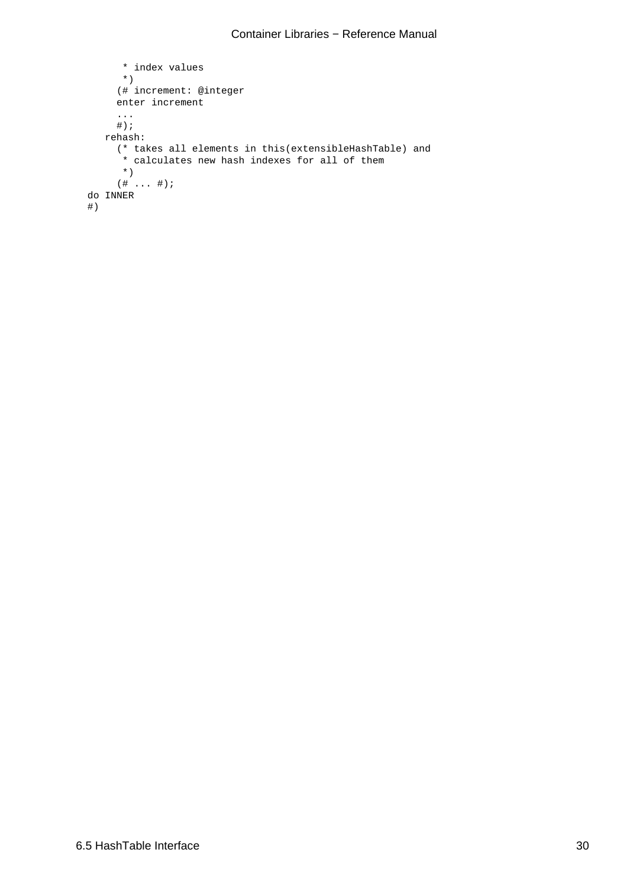```
       * index values
       *)
      (# increment: @integer
      enter increment
      ...
      #);
    rehash:
      (* takes all elements in this(extensibleHashTable) and
       * calculates new hash indexes for all of them
       *)
      (# ... #);
do INNER
#)
```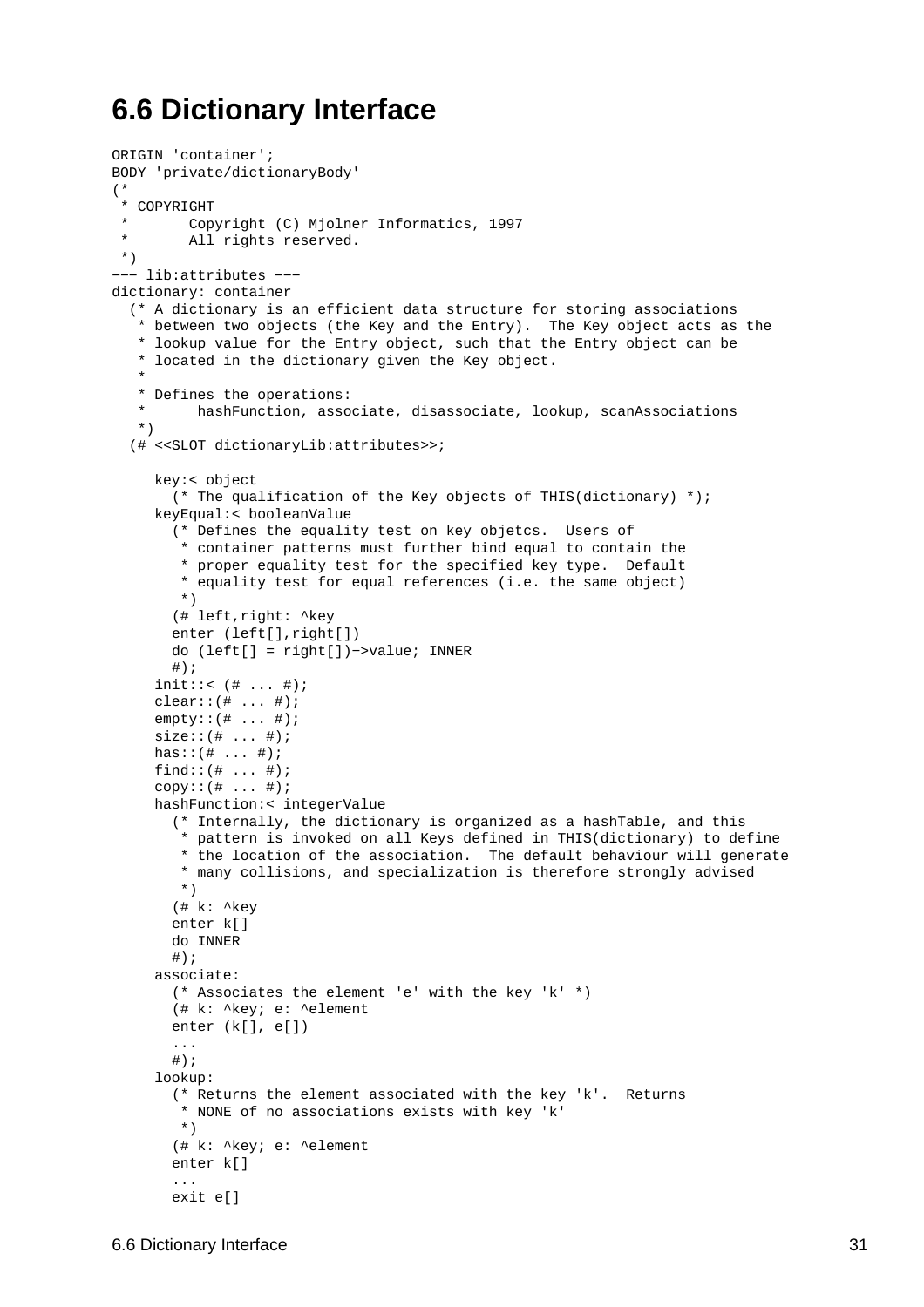## 6.6 Dictionary Interface

```
ORIGIN 'container';
BODY 'private/dictionaryBody'
(*
 * COPYRIGHT
 *       Copyright (C) Mjolner Informatics, 1997
 *       All rights reserved.
 *)
--- lib:attributes ---
dictionary: container
  (* A dictionary is an efficient data structure for storing associations
   * between two objects (the Key and the Entry).  The Key object acts as the
   * lookup value for the Entry object, such that the Entry object can be
   * located in the dictionary given the Key object.
   *
   * Defines the operations:
   *      hashFunction, associate, disassociate, lookup, scanAssociations
   *)
  (# <<SLOT dictionaryLib:attributes>>;
     
     key:< object
       (* The qualification of the Key objects of THIS(dictionary) *);
     keyEqual:< booleanValue
       (* Defines the equality test on key objetcs.  Users of
        * container patterns must further bind equal to contain the
        * proper equality test for the specified key type.  Default
        * equality test for equal references (i.e. the same object)
        *)
       (# left,right: ^key
       enter (left[],right[])
       do (left[] = right[])->value; INNER
       #);
     init::< (# ... #);
     clear::(# ... #);
     empty::(# ... #);
     size::(# ... #);
     has::(# ... #);
     find::(# ... #);
     copy::(# ... #);
     hashFunction:< integerValue
       (* Internally, the dictionary is organized as a hashTable, and this
        * pattern is invoked on all Keys defined in THIS(dictionary) to define
        * the location of the association.  The default behaviour will generate
        * many collisions, and specialization is therefore strongly advised
        *)
       (# k: ^key
       enter k[]
       do INNER
       #);
     associate:
       (* Associates the element 'e' with the key 'k' *)
       (# k: ^key; e: ^element
       enter (k[], e[])
       ...
       #);
     lookup:
       (* Returns the element associated with the key 'k'.  Returns
        * NONE of no associations exists with key 'k'
        *)
       (# k: ^key; e: ^element
       enter k[]
       ...
       exit e[]
```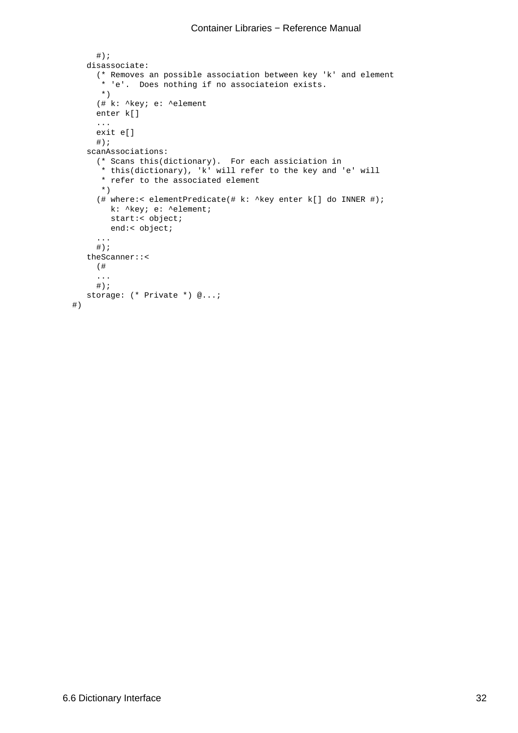```
      #);
    disassociate:
      (* Removes an possible association between key 'k' and element
       * 'e'.  Does nothing if no associateion exists.
       *)
      (# k: ^key; e: ^element
      enter k[]
      ...
      exit e[]
      #);
    scanAssociations:
      (* Scans this(dictionary).  For each assiciation in
       * this(dictionary), 'k' will refer to the key and 'e' will
       * refer to the associated element
       *)
      (# where:< elementPredicate(# k: ^key enter k[] do INNER #);
         k: ^key; e: ^element;
         start:< object;
         end:< object;
      ...
      #);
    theScanner::<
      (#
      ...
      #);
    storage: (* Private *) @...;
#)
```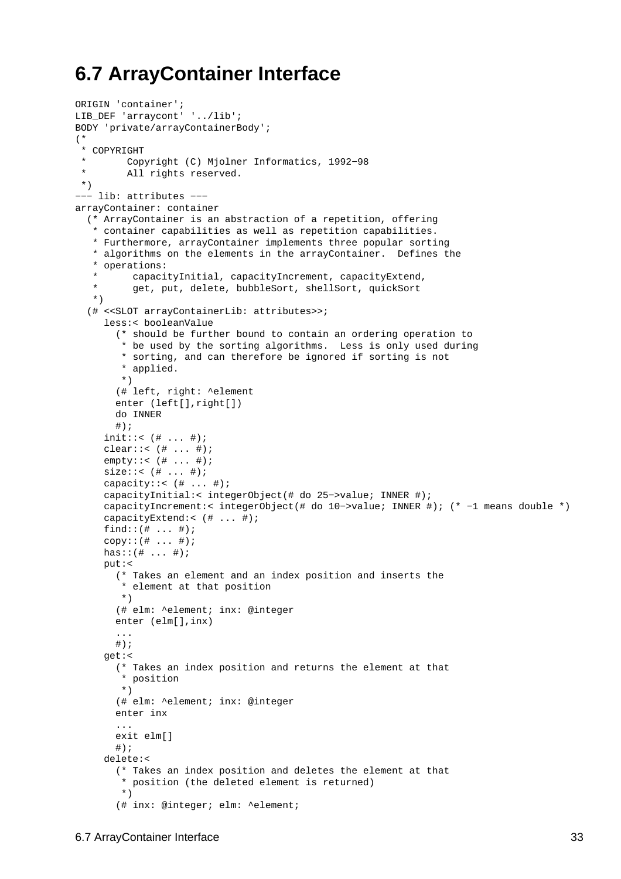# 6.7 ArrayContainer Interface

```
ORIGIN 'container';
LIB_DEF 'arraycont' '../lib';
BODY 'private/arrayContainerBody';
(*
 * COPYRIGHT
 *       Copyright (C) Mjolner Informatics, 1992-98
 *       All rights reserved.
 *)
--- lib: attributes ---
arrayContainer: container
  (* ArrayContainer is an abstraction of a repetition, offering
   * container capabilities as well as repetition capabilities.
   * Furthermore, arrayContainer implements three popular sorting
   * algorithms on the elements in the arrayContainer.  Defines the
   * operations:
   *      capacityInitial, capacityIncrement, capacityExtend,
   *      get, put, delete, bubbleSort, shellSort, quickSort
   *)
  (# <<SLOT arrayContainerLib: attributes>>;
     less:< booleanValue
       (* should be further bound to contain an ordering operation to
        * be used by the sorting algorithms.  Less is only used during
        * sorting, and can therefore be ignored if sorting is not
        * applied.
        *)
       (# left, right: ^element
       enter (left[],right[])
       do INNER
       #);
     init::< (# ... #);
     clear::< (# ... #);
     empty::< (# ... #);
     size::< (# ... #);
     capacity::< (# ... #);
     capacityInitial:< integerObject(# do 25->value; INNER #);
     capacityIncrement:< integerObject(# do 10->value; INNER #); (* -1 means double *)
     capacityExtend:< (# ... #);
     find::(# ... #);
     copy::(# ... #);
     has::(# ... #);
     put:<
       (* Takes an element and an index position and inserts the
        * element at that position
        *)
       (# elm: ^element; inx: @integer
       enter (elm[],inx)
       ...
       #);
     get:<
       (* Takes an index position and returns the element at that
        * position
        *)
       (# elm: ^element; inx: @integer
       enter inx
       ...
       exit elm[]
       #);
     delete:<
       (* Takes an index position and deletes the element at that
        * position (the deleted element is returned)
        *)
       (# inx: @integer; elm: ^element;
```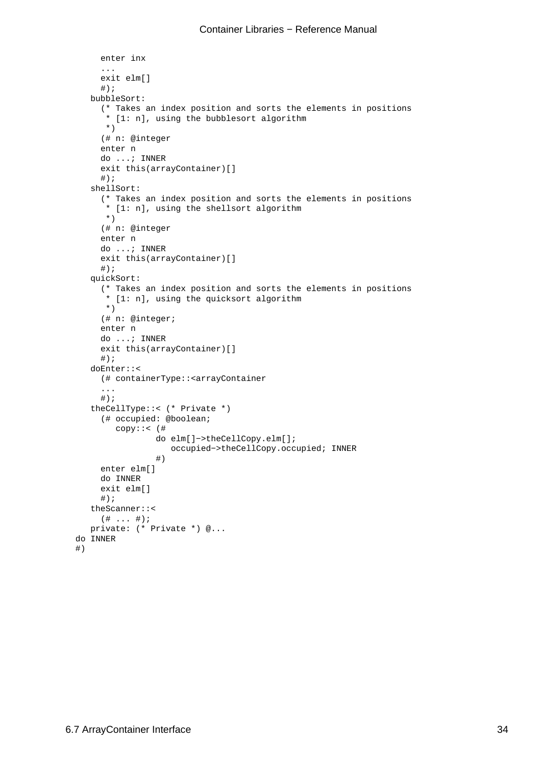```
      enter inx
      ...
      exit elm[]
      #);
    bubbleSort:
      (* Takes an index position and sorts the elements in positions
       * [1: n], using the bubblesort algorithm
       *)
      (# n: @integer
      enter n
      do ...; INNER
      exit this(arrayContainer)[]
      #);
    shellSort:
      (* Takes an index position and sorts the elements in positions
       * [1: n], using the shellsort algorithm
       *)
      (# n: @integer
      enter n
      do ...; INNER
      exit this(arrayContainer)[]
      #);
    quickSort:
      (* Takes an index position and sorts the elements in positions
       * [1: n], using the quicksort algorithm
       *)
      (# n: @integer;
      enter n
      do ...; INNER
      exit this(arrayContainer)[]
      #);
    doEnter::<
      (# containerType::<arrayContainer
      ...
      #);
    theCellType::< (* Private *)
      (# occupied: @boolean;
         copy::< (#
                 do elm[]−>theCellCopy.elm[];
                    occupied−>theCellCopy.occupied; INNER
                 #)
      enter elm[]
      do INNER
      exit elm[]
      #);
    theScanner::<
      (# ... #);
    private: (* Private *) @...
 do INNER
 #)
```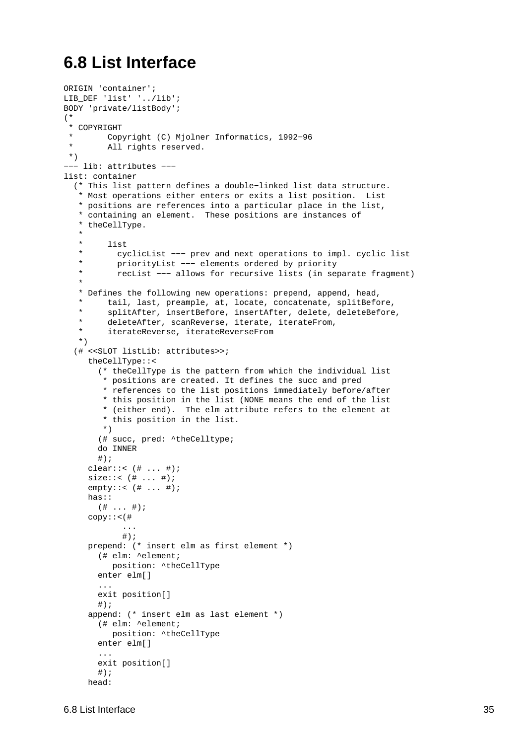## 6.8 List Interface

```
ORIGIN 'container';
LIB_DEF 'list' '../lib';
BODY 'private/listBody';
(*
 * COPYRIGHT
 *       Copyright (C) Mjolner Informatics, 1992-96
 *       All rights reserved.
 *)
--- lib: attributes ---
list: container
  (* This list pattern defines a double-linked list data structure.
   * Most operations either enters or exits a list position.  List
   * positions are references into a particular place in the list,
   * containing an element.  These positions are instances of
   * theCellType.
   *
   *     list
   *       cyclicList --- prev and next operations to impl. cyclic list
   *       priorityList --- elements ordered by priority
   *       recList --- allows for recursive lists (in separate fragment)
   *
   * Defines the following new operations: prepend, append, head,
   *     tail, last, preample, at, locate, concatenate, splitBefore,
   *     splitAfter, insertBefore, insertAfter, delete, deleteBefore,
   *     deleteAfter, scanReverse, iterate, iterateFrom,
   *     iterateReverse, iterateReverseFrom
   *)
  (# <<SLOT listLib: attributes>>;
     theCellType::<
       (* theCellType is the pattern from which the individual list
        * positions are created. It defines the succ and pred
        * references to the list positions immediately before/after
        * this position in the list (NONE means the end of the list
        * (either end).  The elm attribute refers to the element at
        * this position in the list.
        *)
       (# succ, pred: ^theCelltype;
       do INNER
       #);
     clear::< (# ... #);
     size::< (# ... #);
     empty::< (# ... #);
     has::
       (# ... #);
     copy::<(#
            ...
           #);
     prepend: (* insert elm as first element *)
       (# elm: ^element;
          position: ^theCellType
       enter elm[]
       ...
       exit position[]
       #);
     append: (* insert elm as last element *)
       (# elm: ^element;
          position: ^theCellType
       enter elm[]
       ...
       exit position[]
       #);
     head:
```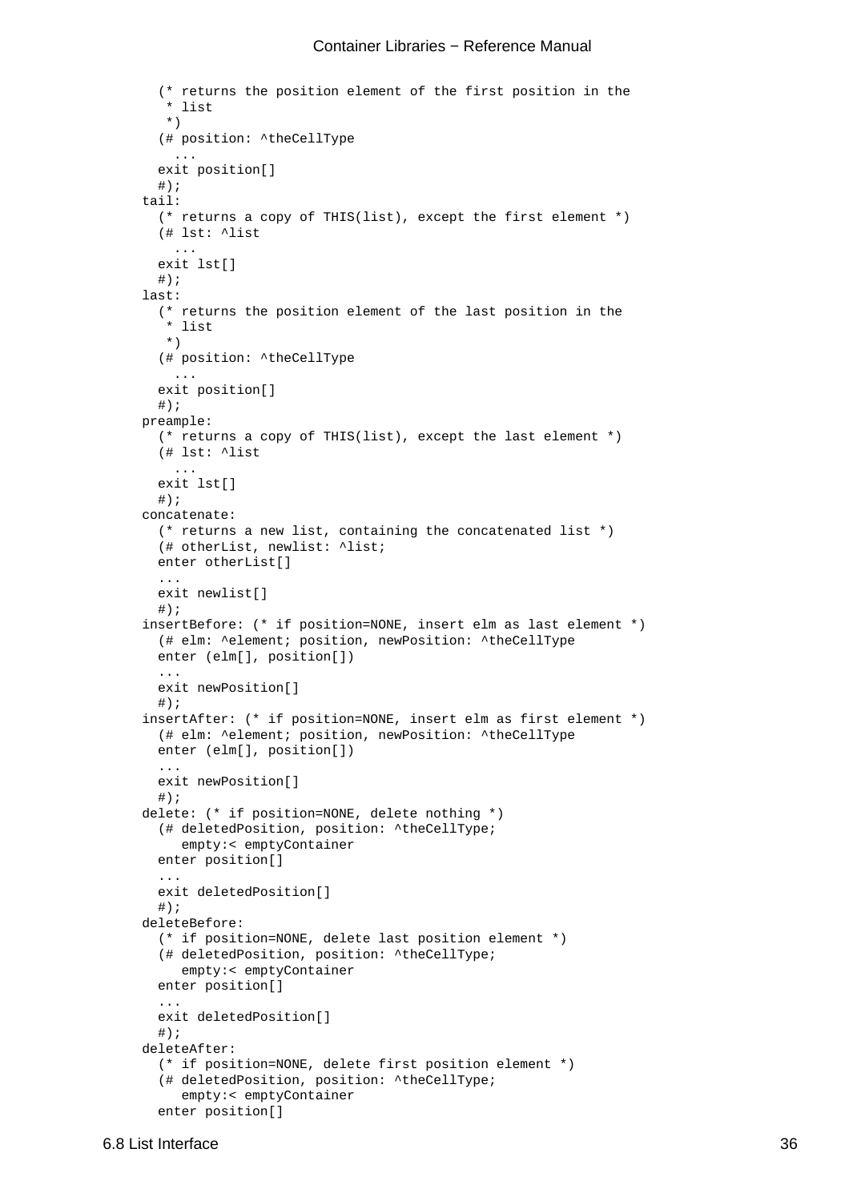```
    (* returns the position element of the first position in the
     * list
     *)
    (# position: ^theCellType
       ...
    exit position[]
    #);
  tail:
    (* returns a copy of THIS(list), except the first element *)
    (# lst: ^list
       ...
    exit lst[]
    #);
  last:
    (* returns the position element of the last position in the
     * list
     *)
    (# position: ^theCellType
       ...
    exit position[]
    #);
  preample:
    (* returns a copy of THIS(list), except the last element *)
    (# lst: ^list
       ...
    exit lst[]
    #);
  concatenate:
    (* returns a new list, containing the concatenated list *)
    (# otherList, newlist: ^list;
    enter otherList[]
    ...
    exit newlist[]
    #);
  insertBefore: (* if position=NONE, insert elm as last element *)
    (# elm: ^element; position, newPosition: ^theCellType
    enter (elm[], position[])
    ...
    exit newPosition[]
    #);
  insertAfter: (* if position=NONE, insert elm as first element *)
    (# elm: ^element; position, newPosition: ^theCellType
    enter (elm[], position[])
    ...
    exit newPosition[]
    #);
  delete: (* if position=NONE, delete nothing *)
    (# deletedPosition, position: ^theCellType;
       empty:< emptyContainer
    enter position[]
    ...
    exit deletedPosition[]
    #);
  deleteBefore:
    (* if position=NONE, delete last position element *)
    (# deletedPosition, position: ^theCellType;
       empty:< emptyContainer
    enter position[]
    ...
    exit deletedPosition[]
    #);
  deleteAfter:
    (* if position=NONE, delete first position element *)
    (# deletedPosition, position: ^theCellType;
       empty:< emptyContainer
    enter position[]
```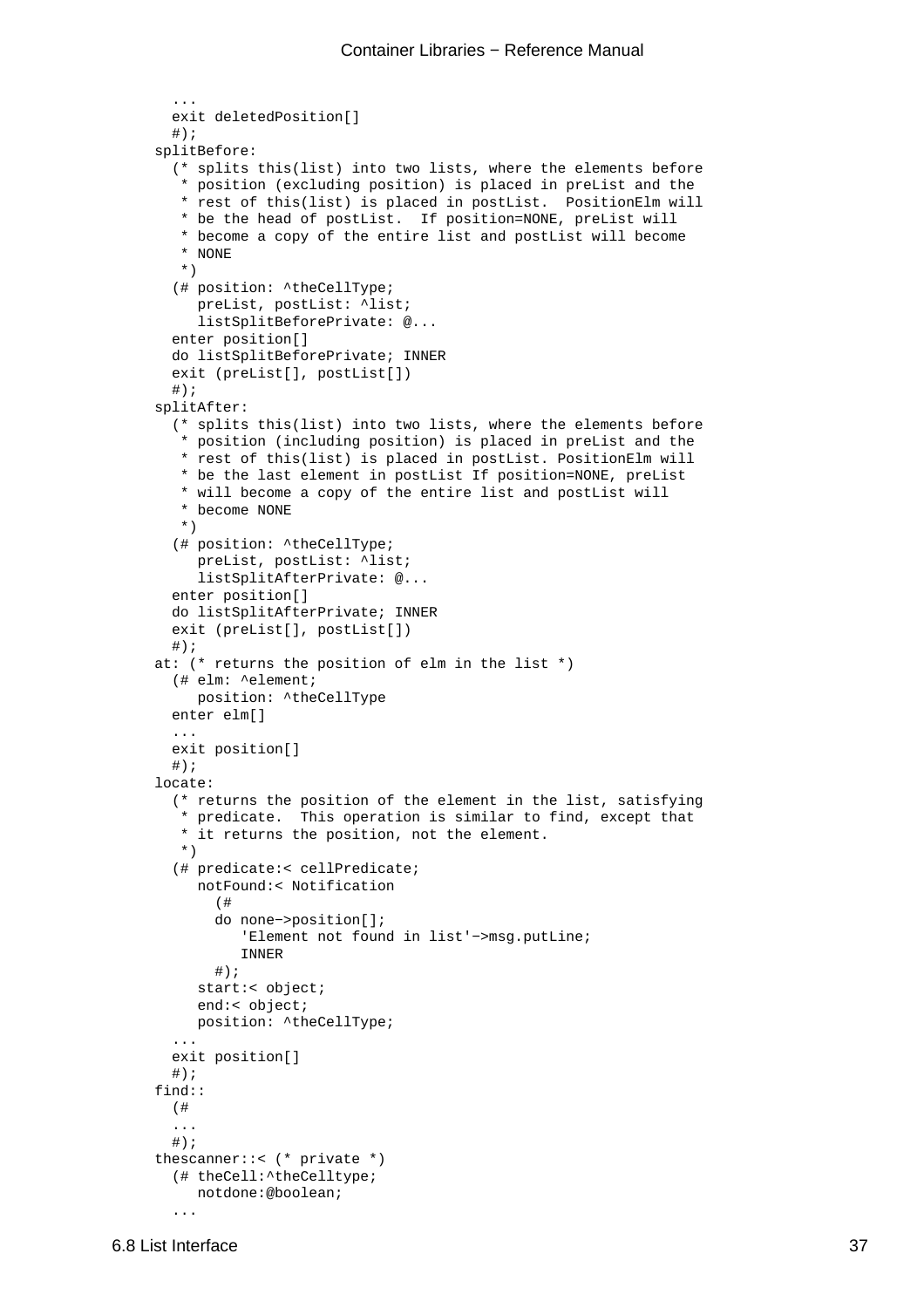```
      ...
      exit deletedPosition[]
      #);
    splitBefore:
      (* splits this(list) into two lists, where the elements before
       * position (excluding position) is placed in preList and the
       * rest of this(list) is placed in postList.  PositionElm will
       * be the head of postList.  If position=NONE, preList will
       * become a copy of the entire list and postList will become
       * NONE
       *)
      (# position: ^theCellType;
         preList, postList: ^list;
         listSplitBeforePrivate: @...
      enter position[]
      do listSplitBeforePrivate; INNER
      exit (preList[], postList[])
      #);
    splitAfter:
      (* splits this(list) into two lists, where the elements before
       * position (including position) is placed in preList and the
       * rest of this(list) is placed in postList. PositionElm will
       * be the last element in postList If position=NONE, preList
       * will become a copy of the entire list and postList will
       * become NONE
       *)
      (# position: ^theCellType;
         preList, postList: ^list;
         listSplitAfterPrivate: @...
      enter position[]
      do listSplitAfterPrivate; INNER
      exit (preList[], postList[])
      #);
    at: (* returns the position of elm in the list *)
      (# elm: ^element;
         position: ^theCellType
      enter elm[]
      ...
      exit position[]
      #);
    locate:
      (* returns the position of the element in the list, satisfying
       * predicate.  This operation is similar to find, except that
       * it returns the position, not the element.
       *)
      (# predicate:< cellPredicate;
         notFound:< Notification
           (#
           do none−>position[];
              'Element not found in list'−>msg.putLine;
              INNER
           #);
         start:< object;
         end:< object;
         position: ^theCellType;
      ...
      exit position[]
      #);
    find::
      (#
      ...
      #);
    thescanner::< (* private *)
      (# theCell:^theCelltype;
         notdone:@boolean;
      ...
```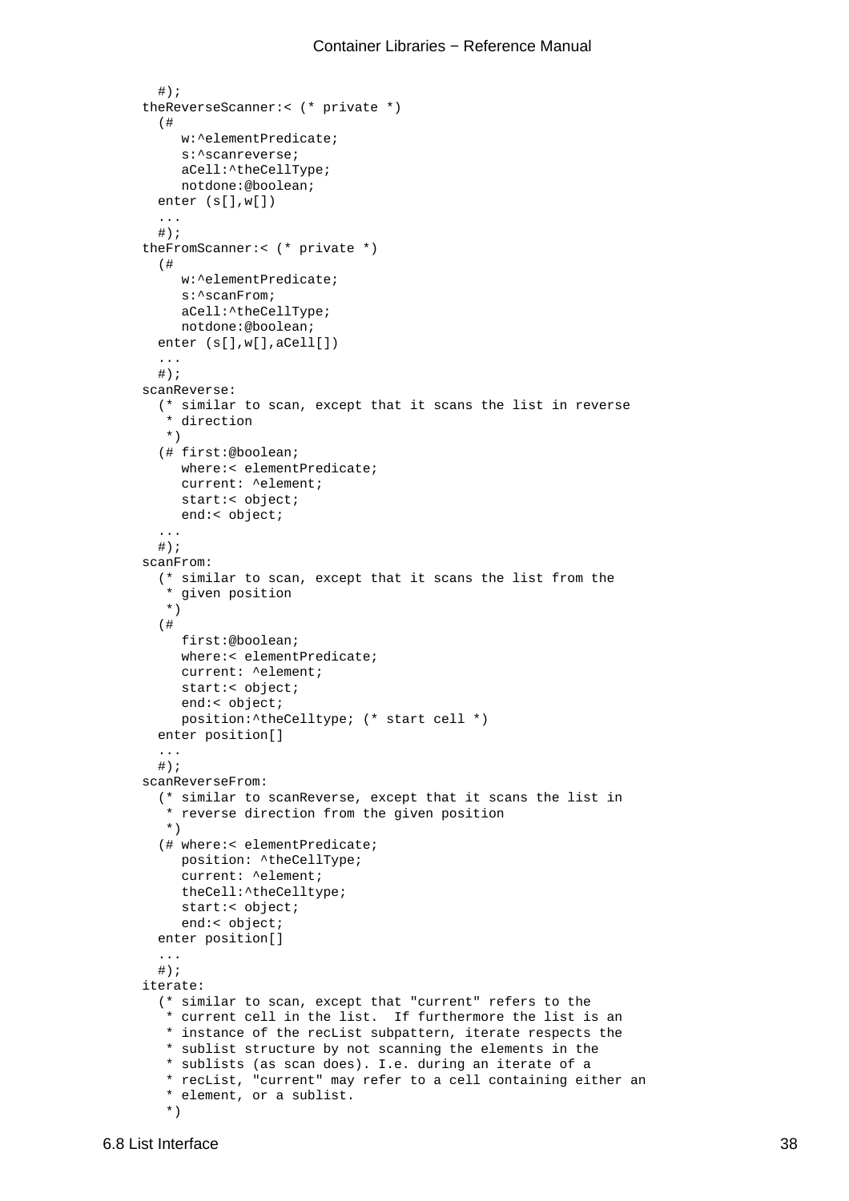```
  #);
theReverseScanner:< (* private *)
  (#
     w:^elementPredicate;
     s:^scanreverse;
     aCell:^theCellType;
     notdone:@boolean;
  enter (s[],w[])
  ...
  #);
theFromScanner:< (* private *)
  (#
     w:^elementPredicate;
     s:^scanFrom;
     aCell:^theCellType;
     notdone:@boolean;
  enter (s[],w[],aCell[])
  ...
  #);
scanReverse:
  (* similar to scan, except that it scans the list in reverse
   * direction
   *)
  (# first:@boolean;
     where:< elementPredicate;
     current: ^element;
     start:< object;
     end:< object;
  ...
  #);
scanFrom:
  (* similar to scan, except that it scans the list from the
   * given position
   *)
  (#
     first:@boolean;
     where:< elementPredicate;
     current: ^element;
     start:< object;
     end:< object;
     position:^theCelltype; (* start cell *)
  enter position[]
  ...
  #);
scanReverseFrom:
  (* similar to scanReverse, except that it scans the list in
   * reverse direction from the given position
   *)
  (# where:< elementPredicate;
     position: ^theCellType;
     current: ^element;
     theCell:^theCelltype;
     start:< object;
     end:< object;
  enter position[]
  ...
  #);
iterate:
  (* similar to scan, except that "current" refers to the
   * current cell in the list.  If furthermore the list is an
   * instance of the recList subpattern, iterate respects the
   * sublist structure by not scanning the elements in the
   * sublists (as scan does). I.e. during an iterate of a
   * recList, "current" may refer to a cell containing either an
   * element, or a sublist.
   *)
```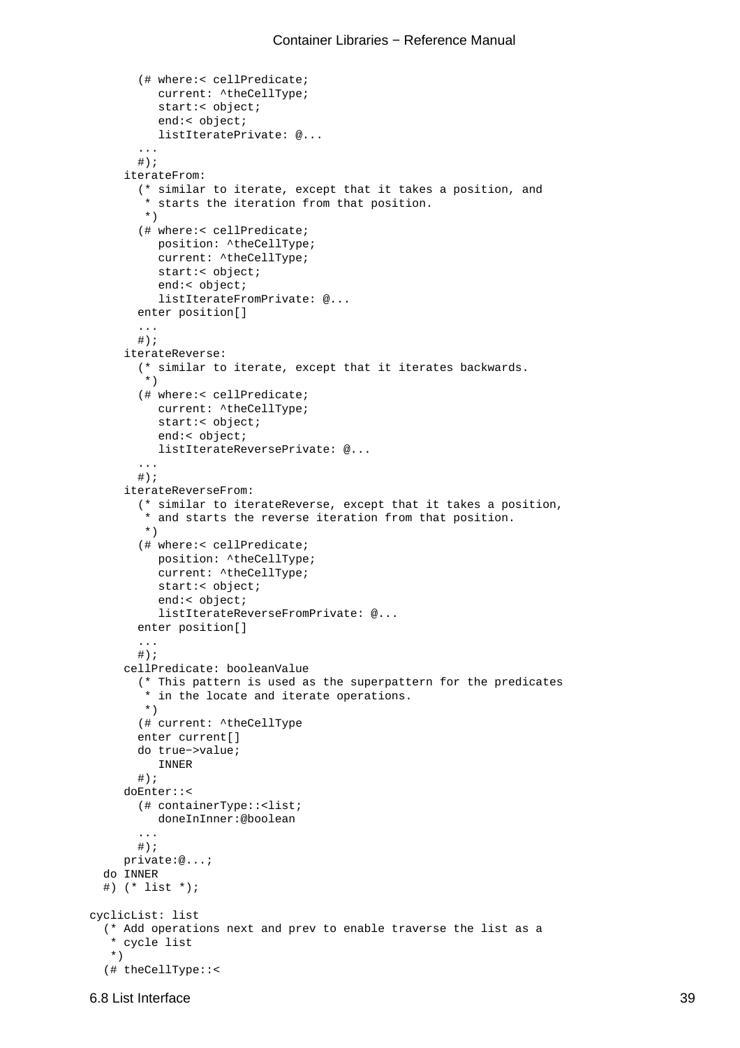```
        (# where:< cellPredicate;
           current: ^theCellType;
           start:< object;
           end:< object;
           listIteratePrivate: @...
        ...
        #);
      iterateFrom:
        (* similar to iterate, except that it takes a position, and
         * starts the iteration from that position.
         *)
        (# where:< cellPredicate;
           position: ^theCellType;
           current: ^theCellType;
           start:< object;
           end:< object;
           listIterateFromPrivate: @...
        enter position[]
        ...
        #);
      iterateReverse:
        (* similar to iterate, except that it iterates backwards.
         *)
        (# where:< cellPredicate;
           current: ^theCellType;
           start:< object;
           end:< object;
           listIterateReversePrivate: @...
        ...
        #);
      iterateReverseFrom:
        (* similar to iterateReverse, except that it takes a position,
         * and starts the reverse iteration from that position.
         *)
        (# where:< cellPredicate;
           position: ^theCellType;
           current: ^theCellType;
           start:< object;
           end:< object;
           listIterateReverseFromPrivate: @...
        enter position[]
        ...
        #);
      cellPredicate: booleanValue
        (* This pattern is used as the superpattern for the predicates
         * in the locate and iterate operations.
         *)
        (# current: ^theCellType
        enter current[]
        do true−>value;
           INNER
        #);
      doEnter::<
        (# containerType::<list;
           doneInInner:@boolean
        ...
        #);
      private:@...;
   do INNER
   #) (* list *);

 cyclicList: list
   (* Add operations next and prev to enable traverse the list as a
    * cycle list
    *)
   (# theCellType::<
```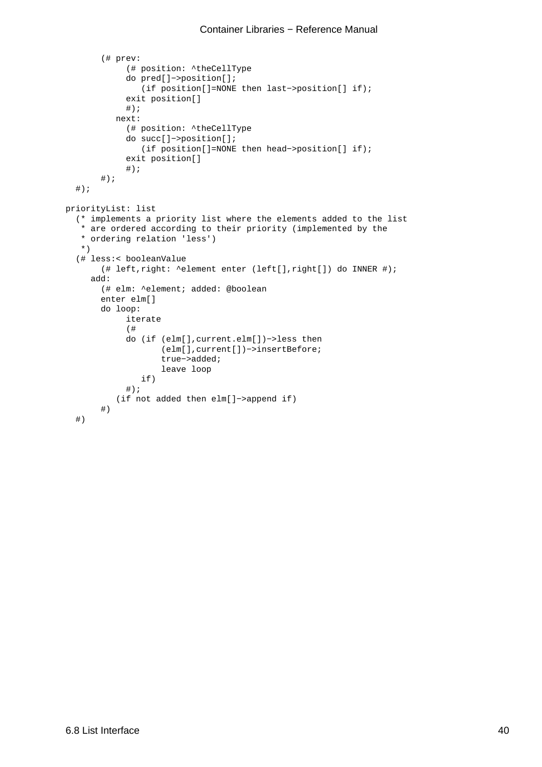```
      (# prev:
           (# position: ^theCellType
           do pred[]−>position[];
              (if position[]=NONE then last−>position[] if);
           exit position[]
           #);
         next:
           (# position: ^theCellType
           do succ[]−>position[];
              (if position[]=NONE then head−>position[] if);
           exit position[]
           #);
      #);
  #);

priorityList: list
  (* implements a priority list where the elements added to the list
   * are ordered according to their priority (implemented by the
   * ordering relation 'less')
   *)
  (# less:< booleanValue
      (# left,right: ^element enter (left[],right[]) do INNER #);
     add:
      (# elm: ^element; added: @boolean
      enter elm[]
      do loop:
           iterate
           (#
           do (if (elm[],current.elm[])−>less then
                  (elm[],current[])−>insertBefore;
                  true−>added;
                  leave loop
              if)
           #);
         (if not added then elm[]−>append if)
      #)
  #)
```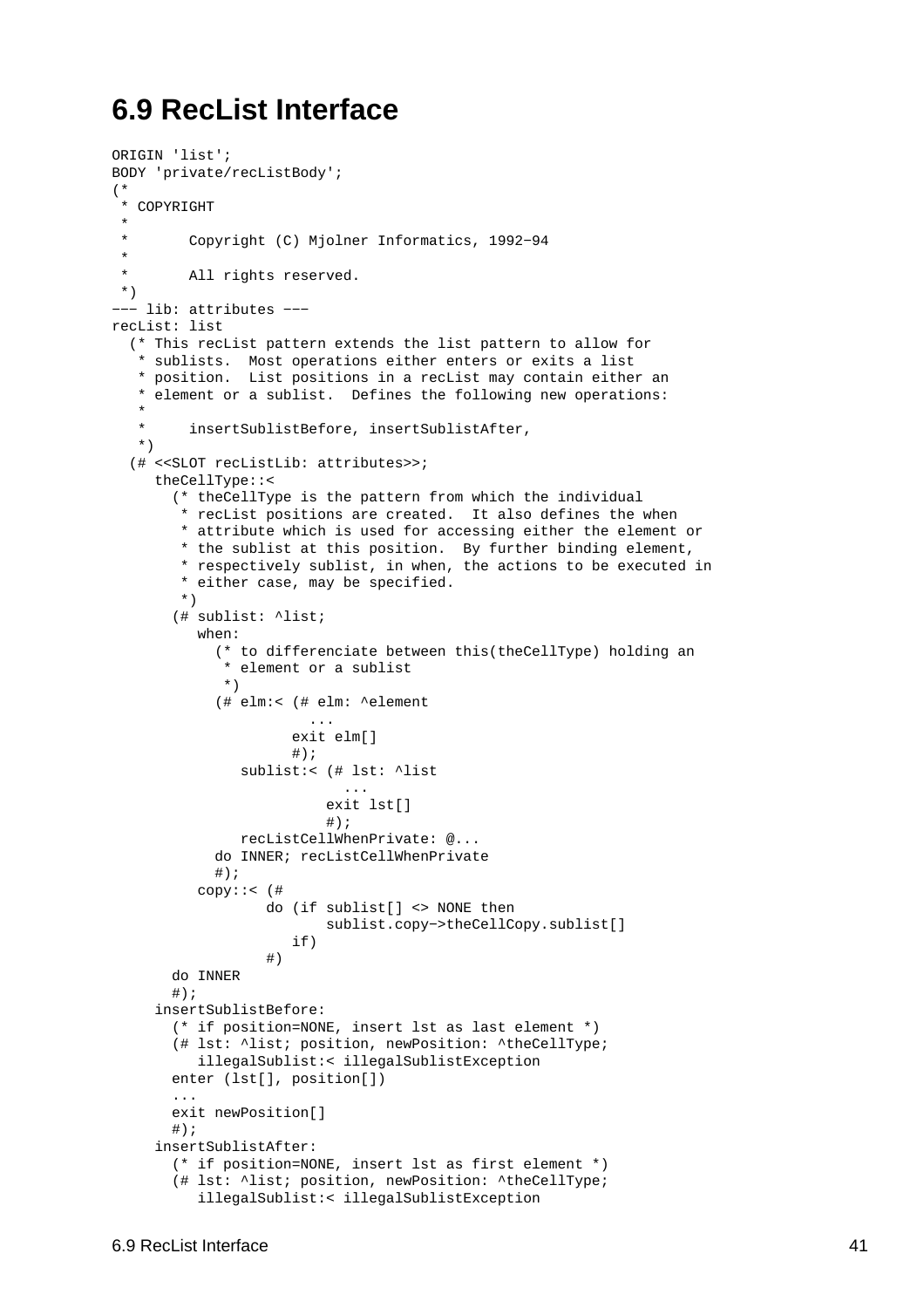## 6.9 RecList Interface

```
ORIGIN 'list';
BODY 'private/recListBody';
(*
 * COPYRIGHT
 *
 *       Copyright (C) Mjolner Informatics, 1992-94
 *
 *       All rights reserved.
 *)
--- lib: attributes ---
recList: list
  (* This recList pattern extends the list pattern to allow for
   * sublists.  Most operations either enters or exits a list
   * position.  List positions in a recList may contain either an
   * element or a sublist.  Defines the following new operations:
   *
   *     insertSublistBefore, insertSublistAfter,
   *)
  (# <<SLOT recListLib: attributes>>;
     theCellType::<
       (* theCellType is the pattern from which the individual
        * recList positions are created.  It also defines the when
        * attribute which is used for accessing either the element or
        * the sublist at this position.  By further binding element,
        * respectively sublist, in when, the actions to be executed in
        * either case, may be specified.
        *)
       (# sublist: ^list;
          when:
            (* to differenciate between this(theCellType) holding an
             * element or a sublist
             *)
            (# elm:< (# elm: ^element
                          ...
                        exit elm[]
                        #);
               sublist:< (# lst: ^list
                              ...
                            exit lst[]
                            #);
               recListCellWhenPrivate: @...
            do INNER; recListCellWhenPrivate
            #);
          copy::< (#
                  do (if sublist[] <> NONE then
                           sublist.copy->theCellCopy.sublist[]
                     if)
                  #)
       do INNER
       #);
     insertSublistBefore:
       (* if position=NONE, insert lst as last element *)
       (# lst: ^list; position, newPosition: ^theCellType;
          illegalSublist:< illegalSublistException
       enter (lst[], position[])
       ...
       exit newPosition[]
       #);
     insertSublistAfter:
       (* if position=NONE, insert lst as first element *)
       (# lst: ^list; position, newPosition: ^theCellType;
          illegalSublist:< illegalSublistException
```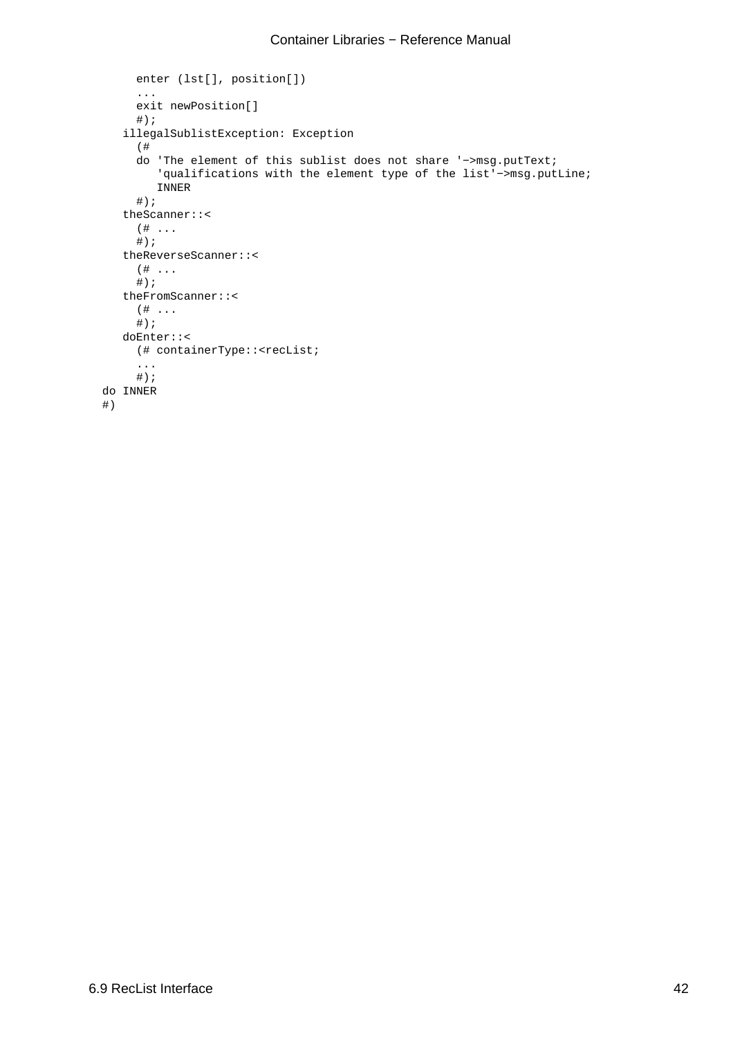```
      enter (lst[], position[])
      ...
      exit newPosition[]
      #);
    illegalSublistException: Exception
      (#
      do 'The element of this sublist does not share '->msg.putText;
         'qualifications with the element type of the list'->msg.putLine;
         INNER
      #);
    theScanner::<
      (# ...
      #);
    theReverseScanner::<
      (# ...
      #);
    theFromScanner::<
      (# ...
      #);
    doEnter::<
      (# containerType::<recList;
      ...
      #);
 do INNER
 #)
```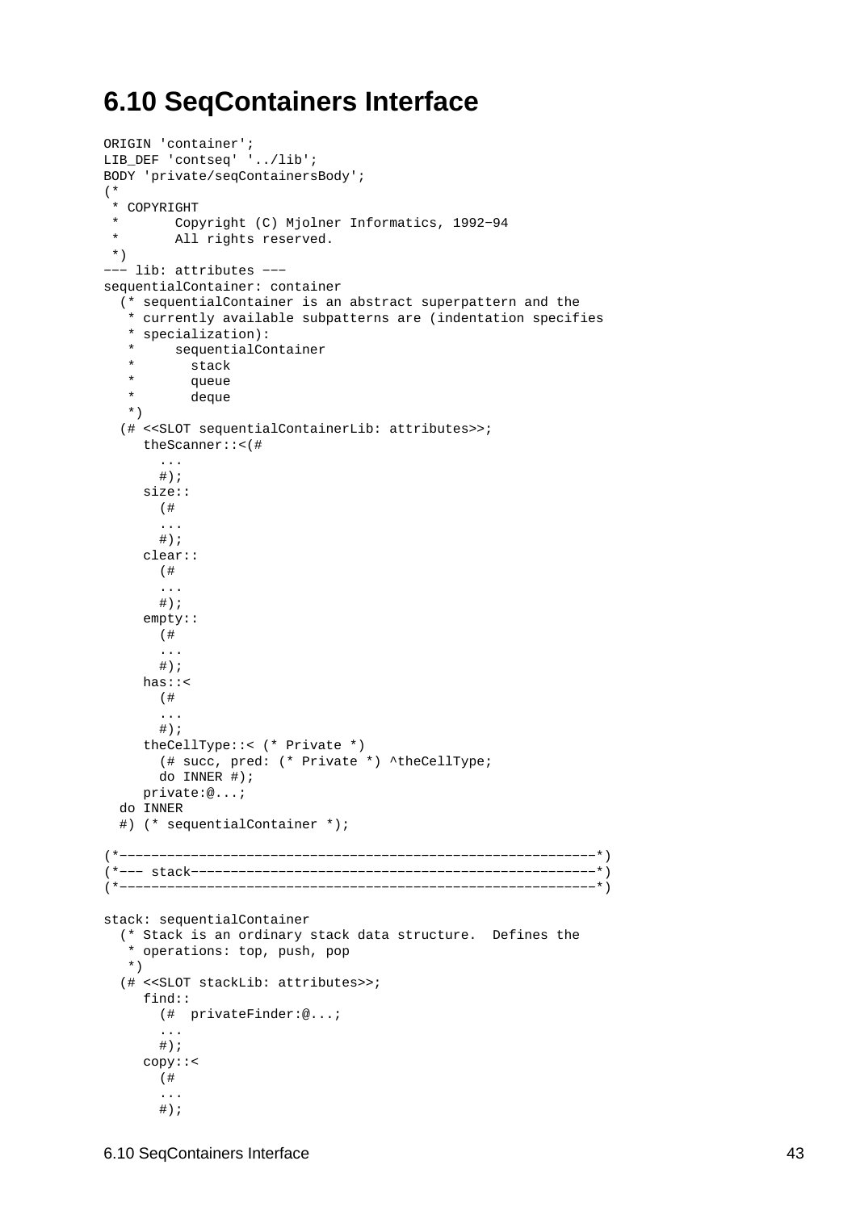# 6.10 SeqContainers Interface

```
ORIGIN 'container';
LIB_DEF 'contseq' '../lib';
BODY 'private/seqContainersBody';
(*
 * COPYRIGHT
 *       Copyright (C) Mjolner Informatics, 1992−94
 *       All rights reserved.
 *)
−−− lib: attributes −−−
sequentialContainer: container
  (* sequentialContainer is an abstract superpattern and the
   * currently available subpatterns are (indentation specifies
   * specialization):
   *     sequentialContainer
   *       stack
   *       queue
   *       deque
   *)
  (# <<SLOT sequentialContainerLib: attributes>>;
     theScanner::<(#
       ...
       #);
     size::
       (#
       ...
       #);
     clear::
       (#
       ...
       #);
     empty::
       (#
       ...
       #);
     has::<
       (#
       ...
       #);
     theCellType::< (* Private *)
       (# succ, pred: (* Private *) ^theCellType;
       do INNER #);
     private:@...;
  do INNER
  #) (* sequentialContainer *);

(*−−−−−−−−−−−−−−−−−−−−−−−−−−−−−−−−−−−−−−−−−−−−−−−−−−−−−−−−−−−−*)
(*−−− stack−−−−−−−−−−−−−−−−−−−−−−−−−−−−−−−−−−−−−−−−−−−−−−−−−−−*)
(*−−−−−−−−−−−−−−−−−−−−−−−−−−−−−−−−−−−−−−−−−−−−−−−−−−−−−−−−−−−−*)

stack: sequentialContainer
  (* Stack is an ordinary stack data structure.  Defines the
   * operations: top, push, pop
   *)
  (# <<SLOT stackLib: attributes>>;
     find::
       (#  privateFinder:@...;
       ...
       #);
     copy::<
       (#
       ...
       #);
```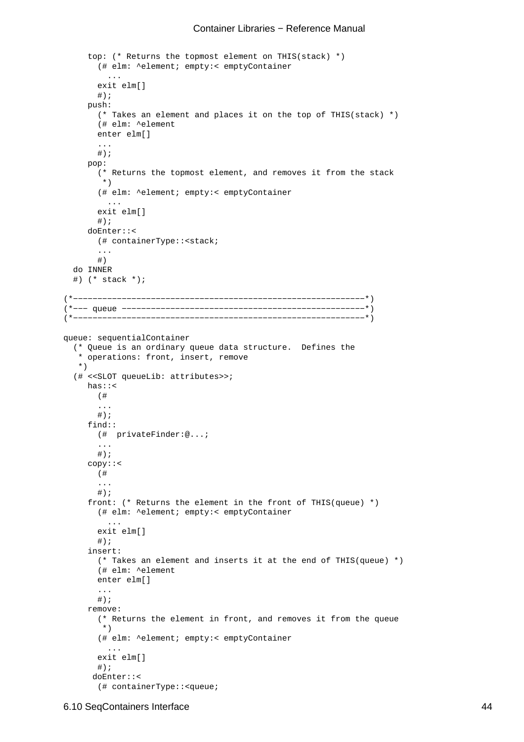```
      top: (* Returns the topmost element on THIS(stack) *)
        (# elm: ^element; empty:< emptyContainer
          ...
        exit elm[]
        #);
      push:
        (* Takes an element and places it on the top of THIS(stack) *)
        (# elm: ^element
        enter elm[]
        ...
        #);
      pop:
        (* Returns the topmost element, and removes it from the stack
         *)
        (# elm: ^element; empty:< emptyContainer
          ...
        exit elm[]
        #);
      doEnter::<
        (# containerType::<stack;
        ...
        #)
  do INNER
  #) (* stack *);

(*-------------------------------------------------------------*)
(*--- queue ---------------------------------------------------*)
(*-------------------------------------------------------------*)

queue: sequentialContainer
  (* Queue is an ordinary queue data structure.  Defines the
   * operations: front, insert, remove
   *)
  (# <<SLOT queueLib: attributes>>;
      has::<
        (#
        ...
        #);
      find::
        (#  privateFinder:@...;
        ...
        #);
      copy::<
        (#
        ...
        #);
      front: (* Returns the element in the front of THIS(queue) *)
        (# elm: ^element; empty:< emptyContainer
          ...
        exit elm[]
        #);
      insert:
        (* Takes an element and inserts it at the end of THIS(queue) *)
        (# elm: ^element
        enter elm[]
        ...
        #);
      remove:
        (* Returns the element in front, and removes it from the queue
         *)
        (# elm: ^element; empty:< emptyContainer
          ...
        exit elm[]
        #);
       doEnter::<
        (# containerType::<queue;
```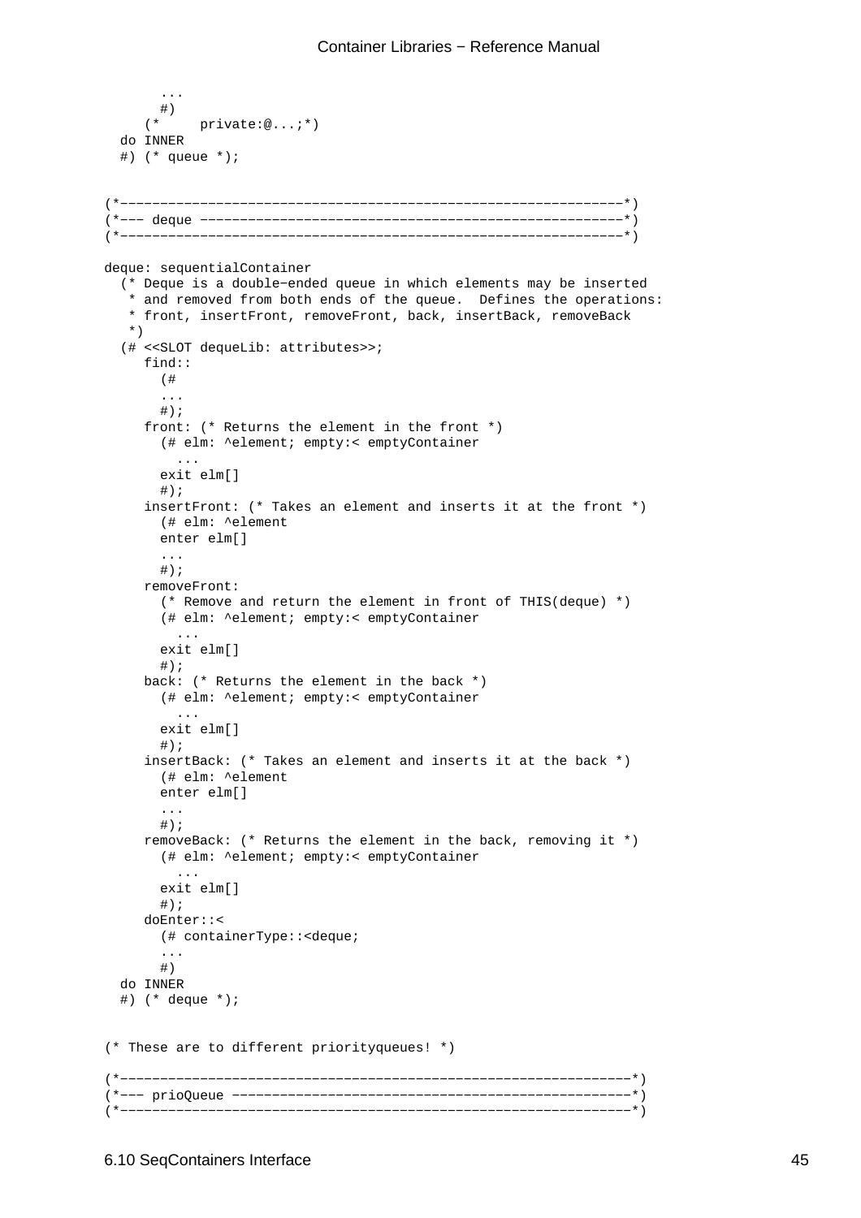```
        ...
        #)
      (*     private:@...;*)
   do INNER
   #) (* queue *);


(*--------------------------------------------------------------*)
(*--- deque ----------------------------------------------------*)
(*--------------------------------------------------------------*)

deque: sequentialContainer
  (* Deque is a double-ended queue in which elements may be inserted
   * and removed from both ends of the queue.  Defines the operations:
   * front, insertFront, removeFront, back, insertBack, removeBack
   *)
  (# <<SLOT dequeLib: attributes>>;
     find::
       (#
       ...
       #);
     front: (* Returns the element in the front *)
       (# elm: ^element; empty:< emptyContainer
         ...
       exit elm[]
       #);
     insertFront: (* Takes an element and inserts it at the front *)
       (# elm: ^element
       enter elm[]
       ...
       #);
     removeFront:
       (* Remove and return the element in front of THIS(deque) *)
       (# elm: ^element; empty:< emptyContainer
         ...
       exit elm[]
       #);
     back: (* Returns the element in the back *)
       (# elm: ^element; empty:< emptyContainer
         ...
       exit elm[]
       #);
     insertBack: (* Takes an element and inserts it at the back *)
       (# elm: ^element
       enter elm[]
       ...
       #);
     removeBack: (* Returns the element in the back, removing it *)
       (# elm: ^element; empty:< emptyContainer
         ...
       exit elm[]
       #);
     doEnter::<
       (# containerType::<deque;
       ...
       #)
  do INNER
  #) (* deque *);


(* These are to different priorityqueues! *)

(*--------------------------------------------------------------*)
(*--- prioQueue ------------------------------------------------*)
(*--------------------------------------------------------------*)
```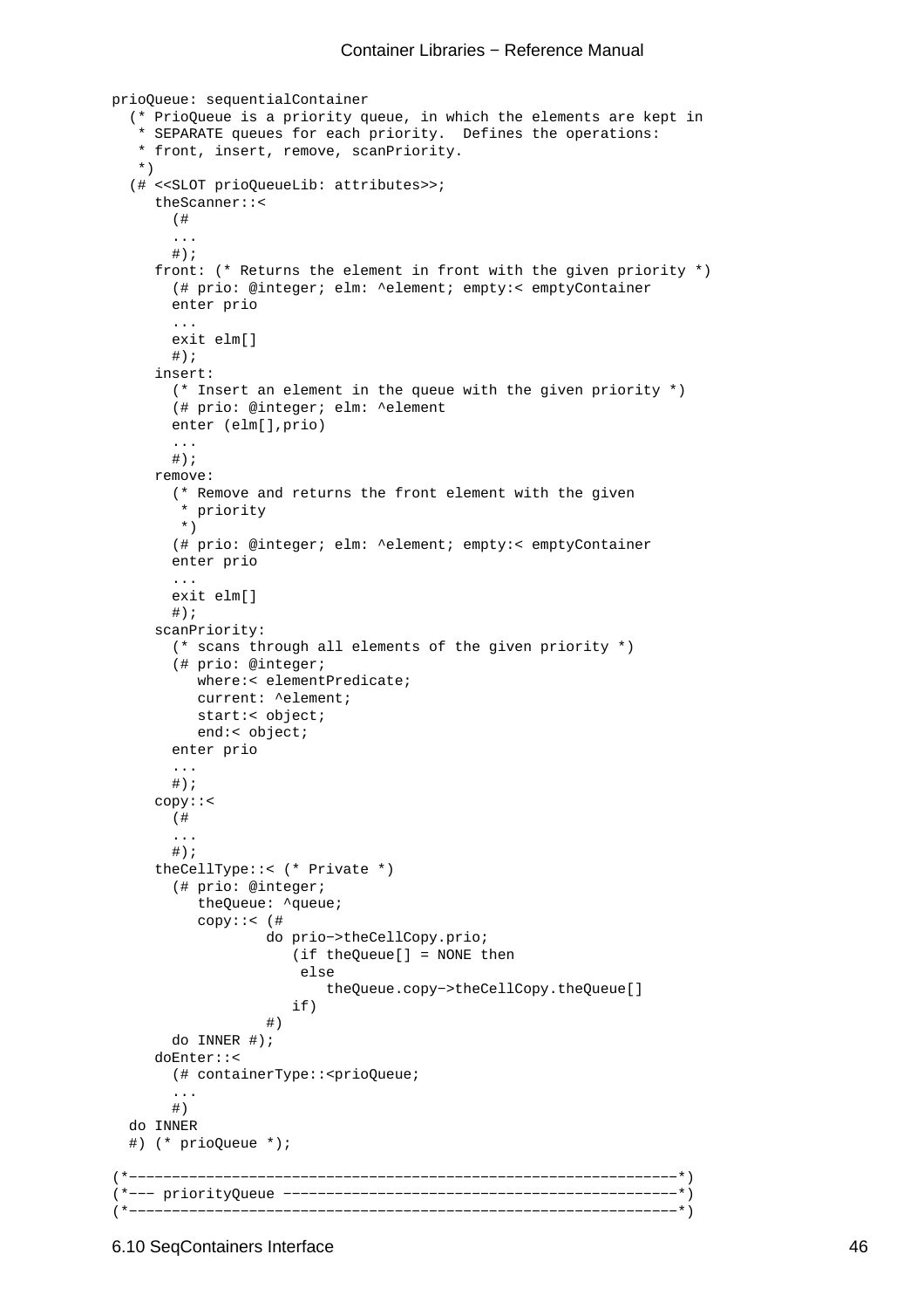```
prioQueue: sequentialContainer
  (* PrioQueue is a priority queue, in which the elements are kept in
   * SEPARATE queues for each priority.  Defines the operations:
   * front, insert, remove, scanPriority.
   *)
  (# <<SLOT prioQueueLib: attributes>>;
     theScanner::<
       (#
       ...
       #);
     front: (* Returns the element in front with the given priority *)
       (# prio: @integer; elm: ^element; empty:< emptyContainer
       enter prio
       ...
       exit elm[]
       #);
     insert:
       (* Insert an element in the queue with the given priority *)
       (# prio: @integer; elm: ^element
       enter (elm[],prio)
       ...
       #);
     remove:
       (* Remove and returns the front element with the given
        * priority
        *)
       (# prio: @integer; elm: ^element; empty:< emptyContainer
       enter prio
       ...
       exit elm[]
       #);
     scanPriority:
       (* scans through all elements of the given priority *)
       (# prio: @integer;
          where:< elementPredicate;
          current: ^element;
          start:< object;
          end:< object;
       enter prio
       ...
       #);
     copy::<
       (#
       ...
       #);
     theCellType::< (* Private *)
       (# prio: @integer;
          theQueue: ^queue;
          copy::< (#
                  do prio->theCellCopy.prio;
                     (if theQueue[] = NONE then
                      else
                         theQueue.copy->theCellCopy.theQueue[]
                     if)
                  #)
       do INNER #);
     doEnter::<
       (# containerType::<prioQueue;
       ...
       #)
  do INNER
  #) (* prioQueue *);

(*---------------------------------------------------------------*)
(*--- priorityQueue ---------------------------------------------*)
(*---------------------------------------------------------------*)
```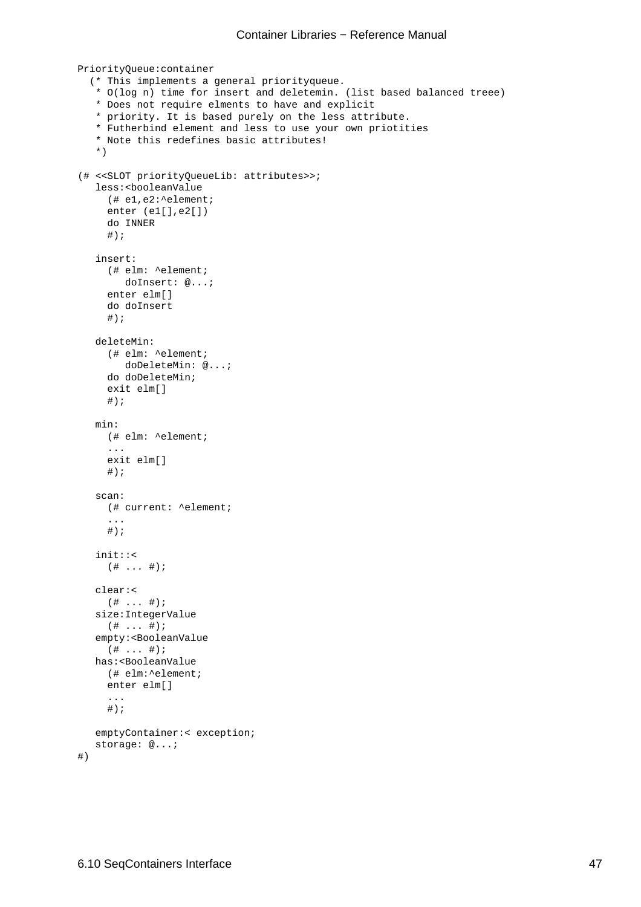```
PriorityQueue:container
  (* This implements a general priorityqueue.
   * O(log n) time for insert and deletemin. (list based balanced treee)
   * Does not require elments to have and explicit
   * priority. It is based purely on the less attribute.
   * Futherbind element and less to use your own priotities
   * Note this redefines basic attributes!
   *)

(# <<SLOT priorityQueueLib: attributes>>;
   less:<booleanValue
     (# e1,e2:^element;
     enter (e1[],e2[])
     do INNER
     #);

   insert:
     (# elm: ^element;
        doInsert: @...;
     enter elm[]
     do doInsert
     #);

   deleteMin:
     (# elm: ^element;
        doDeleteMin: @...;
     do doDeleteMin;
     exit elm[]
     #);

   min:
     (# elm: ^element;
     ...
     exit elm[]
     #);

   scan:
     (# current: ^element;
     ...
     #);

   init::<
     (# ... #);

   clear:<
     (# ... #);
   size:IntegerValue
     (# ... #);
   empty:<BooleanValue
     (# ... #);
   has:<BooleanValue
     (# elm:^element;
     enter elm[]
     ...
     #);

   emptyContainer:< exception;
   storage: @...;
#)
```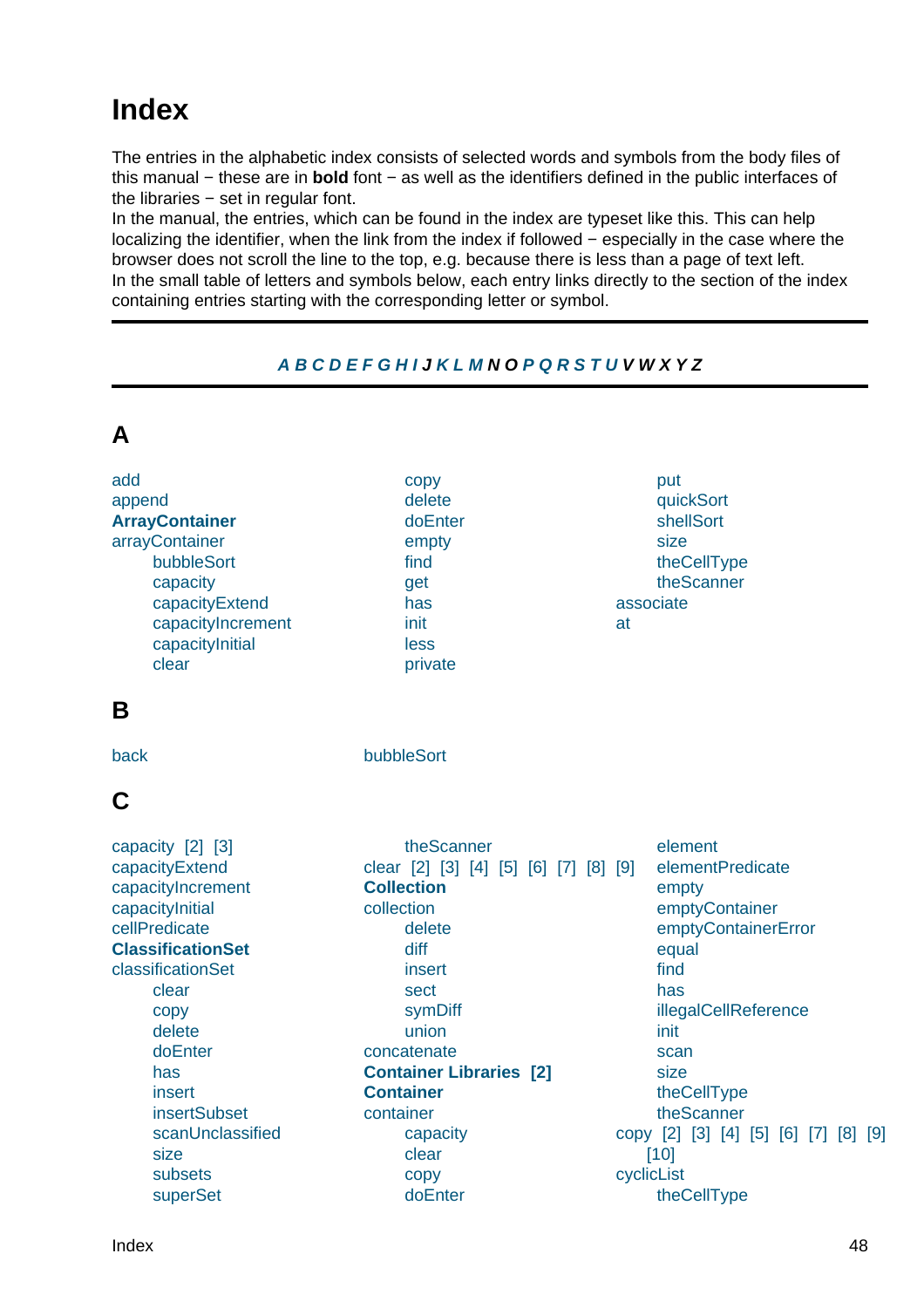# Index

The entries in the alphabetic index consists of selected words and symbols from the body files of this manual − these are in **bold** font − as well as the identifiers defined in the public interfaces of the libraries − set in regular font.
In the manual, the entries, which can be found in the index are typeset like this. This can help localizing the identifier, when the link from the index if followed − especially in the case where the browser does not scroll the line to the top, e.g. because there is less than a page of text left.
In the small table of letters and symbols below, each entry links directly to the section of the index containing entries starting with the corresponding letter or symbol.

---

*A B C D E F G H I J K L M N O P Q R S T U V W X Y Z*

---

## A

- add
- append
- **ArrayContainer**
- arrayContainer
  - bubbleSort
  - capacity
  - capacityExtend
  - capacityIncrement
  - capacityInitial
  - clear
  - copy
  - delete
  - doEnter
  - empty
  - find
  - get
  - has
  - init
  - less
  - private
  - put
  - quickSort
  - shellSort
  - size
  - theCellType
  - theScanner
- associate
- at

## B

- back
- bubbleSort

## C

- capacity [2] [3]
- capacityExtend
- capacityIncrement
- capacityInitial
- cellPredicate
- **ClassificationSet**
- classificationSet
  - clear
  - copy
  - delete
  - doEnter
  - has
  - insert
  - insertSubset
  - scanUnclassified
  - size
  - subsets
  - superSet
  - theScanner
- clear [2] [3] [4] [5] [6] [7] [8] [9]
- **Collection**
- collection
  - delete
  - diff
  - insert
  - sect
  - symDiff
  - union
- concatenate
- **Container Libraries [2]**
- **Container**
- container
  - capacity
  - clear
  - copy
  - doEnter
  - element
  - elementPredicate
  - empty
  - emptyContainer
  - emptyContainerError
  - equal
  - find
  - has
  - illegalCellReference
  - init
  - scan
  - size
  - theCellType
  - theScanner
- copy [2] [3] [4] [5] [6] [7] [8] [9] [10]
- cyclicList
  - theCellType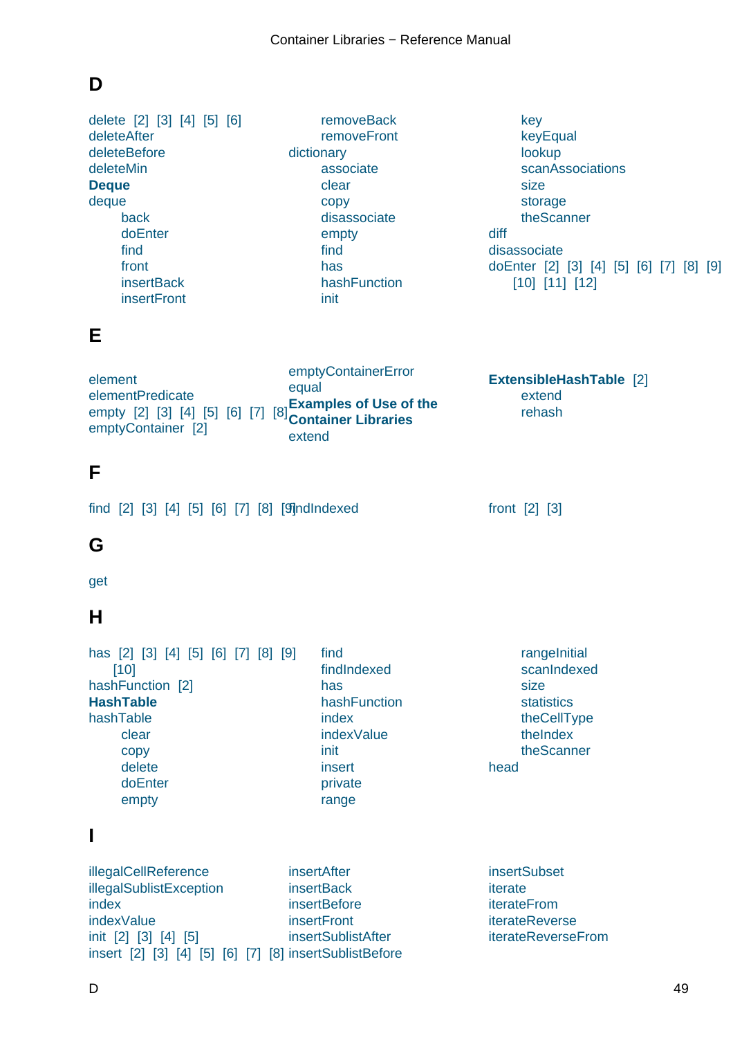## D

delete [2] [3] [4] [5] [6]
deleteAfter
deleteBefore
deleteMin
**Deque**
deque
- back
- doEnter
- find
- front
- insertBack
- insertFront
- removeBack
- removeFront

dictionary
- associate
- clear
- copy
- disassociate
- empty
- find
- has
- hashFunction
- init
- key
- keyEqual
- lookup
- scanAssociations
- size
- storage
- theScanner

diff
disassociate
doEnter [2] [3] [4] [5] [6] [7] [8] [9] [10] [11] [12]

## E

element
elementPredicate
empty [2] [3] [4] [5] [6] [7] [8]
emptyContainer [2]
emptyContainerError
equal
**Examples of Use of the Container Libraries**
extend
**ExtensibleHashTable** [2]
- extend
- rehash

## F

find [2] [3] [4] [5] [6] [7] [8] [9]
findIndexed
front [2] [3]

## G

get

## H

has [2] [3] [4] [5] [6] [7] [8] [9] [10]
hashFunction [2]
**HashTable**
hashTable
- clear
- copy
- delete
- doEnter
- empty
- find
- findIndexed
- has
- hashFunction
- index
- indexValue
- init
- insert
- private
- range
- rangeInitial
- scanIndexed
- size
- statistics
- theCellType
- theIndex
- theScanner

head

## I

illegalCellReference
illegalSublistException
index
indexValue
init [2] [3] [4] [5]
insert [2] [3] [4] [5] [6] [7] [8]
insertAfter
insertBack
insertBefore
insertFront
insertSublistAfter
insertSublistBefore
insertSubset
iterate
iterateFrom
iterateReverse
iterateReverseFrom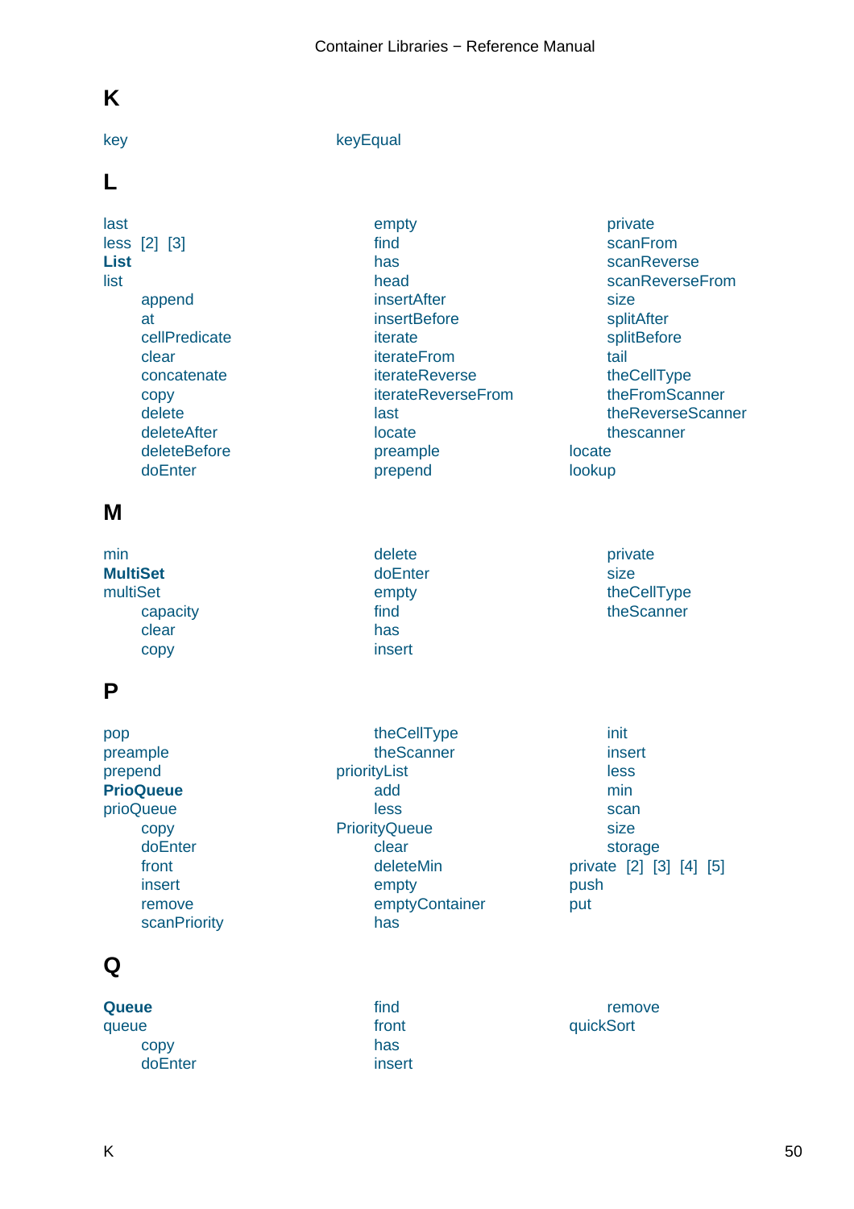# K

- key
- keyEqual

# L

- last
- less [2] [3]
- **List**
- list
  - append
  - at
  - cellPredicate
  - clear
  - concatenate
  - copy
  - delete
  - deleteAfter
  - deleteBefore
  - doEnter
  - empty
  - find
  - has
  - head
  - insertAfter
  - insertBefore
  - iterate
  - iterateFrom
  - iterateReverse
  - iterateReverseFrom
  - last
  - locate
  - preample
  - prepend
  - private
  - scanFrom
  - scanReverse
  - scanReverseFrom
  - size
  - splitAfter
  - splitBefore
  - tail
  - theCellType
  - theFromScanner
  - theReverseScanner
  - thescanner
- locate
- lookup

# M

- min
- **MultiSet**
- multiSet
  - capacity
  - clear
  - copy
  - delete
  - doEnter
  - empty
  - find
  - has
  - insert
  - private
  - size
  - theCellType
  - theScanner

# P

- pop
- preample
- prepend
- **PrioQueue**
- prioQueue
  - copy
  - doEnter
  - front
  - insert
  - remove
  - scanPriority
  - theCellType
  - theScanner
- priorityList
  - add
  - less
- PriorityQueue
  - clear
  - deleteMin
  - empty
  - emptyContainer
  - has
  - init
  - insert
  - less
  - min
  - scan
  - size
  - storage
- private [2] [3] [4] [5]
- push
- put

# Q

- **Queue**
- queue
  - copy
  - doEnter
  - find
  - front
  - has
  - insert
  - remove
- quickSort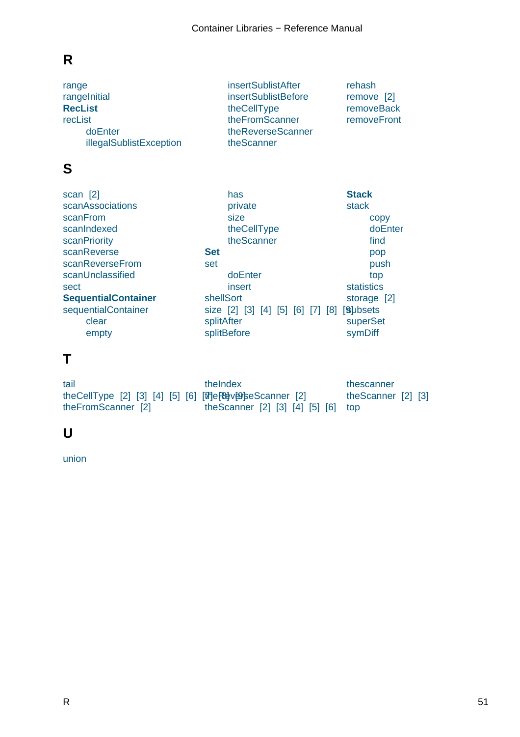## R

range
rangeInitial
**RecList**
recList
- doEnter
- illegalSublistException
- insertSublistAfter
- insertSublistBefore
- theCellType
- theFromScanner
- theReverseScanner
- theScanner

rehash
remove [2]
removeBack
removeFront

## S

scan [2]
scanAssociations
scanFrom
scanIndexed
scanPriority
scanReverse
scanReverseFrom
scanUnclassified
sect
**SequentialContainer**
sequentialContainer
- clear
- empty
- has
- private
- size
- theCellType
- theScanner

**Set**
set
- doEnter
- insert

shellSort
size [2] [3] [4] [5] [6] [7] [8] [9]
splitAfter
splitBefore
**Stack**
stack
- copy
- doEnter
- find
- pop
- push
- top

statistics
storage [2]
subsets
superSet
symDiff

## T

tail
theCellType [2] [3] [4] [5] [6] [7] [8] [9]
theFromScanner [2]
theIndex
theReverseScanner [2]
theScanner [2] [3] [4] [5] [6]
thescanner
theScanner [2] [3]
top

## U

union